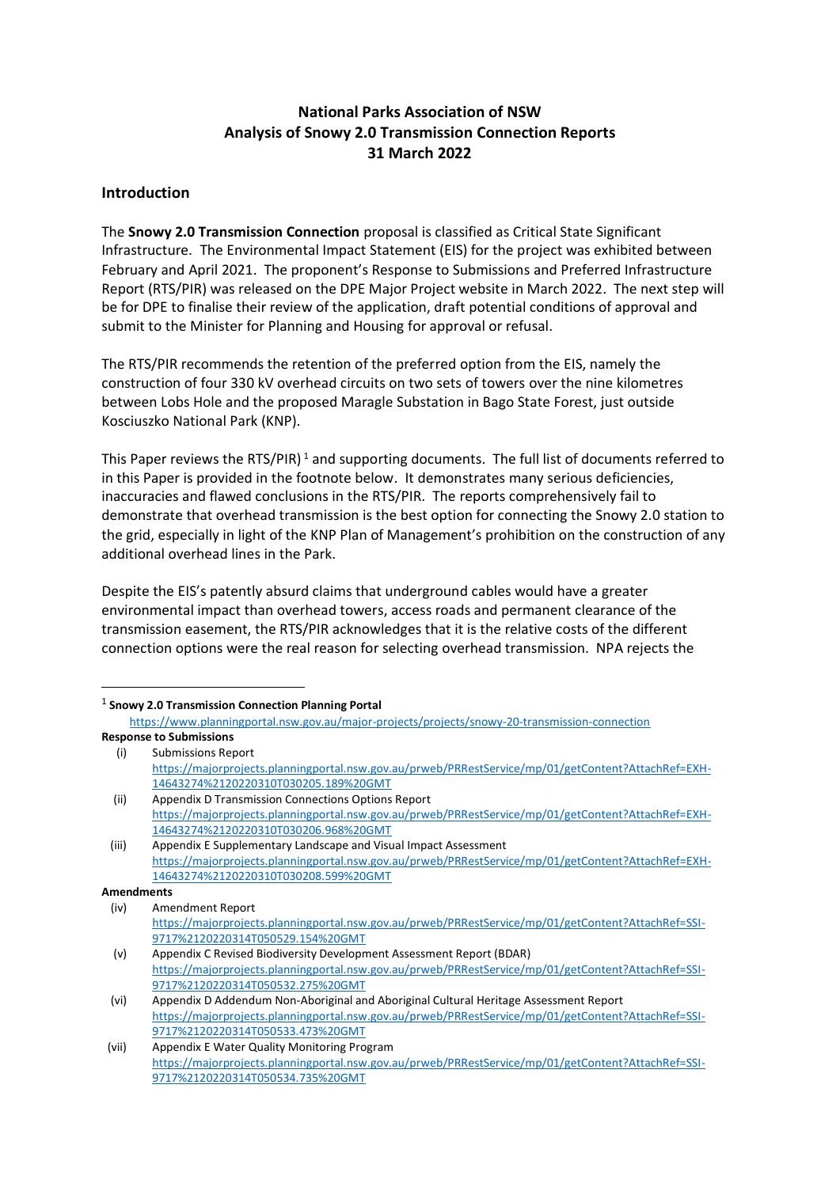# National Parks Association of NSW
# Analysis of Snowy 2.0 Transmission Connection Reports
# 31 March 2022

## Introduction

The **Snowy 2.0 Transmission Connection** proposal is classified as Critical State Significant Infrastructure. The Environmental Impact Statement (EIS) for the project was exhibited between February and April 2021. The proponent's Response to Submissions and Preferred Infrastructure Report (RTS/PIR) was released on the DPE Major Project website in March 2022. The next step will be for DPE to finalise their review of the application, draft potential conditions of approval and submit to the Minister for Planning and Housing for approval or refusal.

The RTS/PIR recommends the retention of the preferred option from the EIS, namely the construction of four 330 kV overhead circuits on two sets of towers over the nine kilometres between Lobs Hole and the proposed Maragle Substation in Bago State Forest, just outside Kosciuszko National Park (KNP).

This Paper reviews the RTS/PIR) [1] and supporting documents. The full list of documents referred to in this Paper is provided in the footnote below. It demonstrates many serious deficiencies, inaccuracies and flawed conclusions in the RTS/PIR. The reports comprehensively fail to demonstrate that overhead transmission is the best option for connecting the Snowy 2.0 station to the grid, especially in light of the KNP Plan of Management's prohibition on the construction of any additional overhead lines in the Park.

Despite the EIS's patently absurd claims that underground cables would have a greater environmental impact than overhead towers, access roads and permanent clearance of the transmission easement, the RTS/PIR acknowledges that it is the relative costs of the different connection options were the real reason for selecting overhead transmission. NPA rejects the

---

[1] **Snowy 2.0 Transmission Connection Planning Portal**
https://www.planningportal.nsw.gov.au/major-projects/projects/snowy-20-transmission-connection

**Response to Submissions**

(i) Submissions Report
https://majorprojects.planningportal.nsw.gov.au/prweb/PRRestService/mp/01/getContent?AttachRef=EXH-14643274%2120220310T030205.189%20GMT

(ii) Appendix D Transmission Connections Options Report
https://majorprojects.planningportal.nsw.gov.au/prweb/PRRestService/mp/01/getContent?AttachRef=EXH-14643274%2120220310T030206.968%20GMT

(iii) Appendix E Supplementary Landscape and Visual Impact Assessment
https://majorprojects.planningportal.nsw.gov.au/prweb/PRRestService/mp/01/getContent?AttachRef=EXH-14643274%2120220310T030208.599%20GMT

**Amendments**

(iv) Amendment Report
https://majorprojects.planningportal.nsw.gov.au/prweb/PRRestService/mp/01/getContent?AttachRef=SSI-9717%2120220314T050529.154%20GMT

(v) Appendix C Revised Biodiversity Development Assessment Report (BDAR)
https://majorprojects.planningportal.nsw.gov.au/prweb/PRRestService/mp/01/getContent?AttachRef=SSI-9717%2120220314T050532.275%20GMT

(vi) Appendix D Addendum Non-Aboriginal and Aboriginal Cultural Heritage Assessment Report
https://majorprojects.planningportal.nsw.gov.au/prweb/PRRestService/mp/01/getContent?AttachRef=SSI-9717%2120220314T050533.473%20GMT

(vii) Appendix E Water Quality Monitoring Program
https://majorprojects.planningportal.nsw.gov.au/prweb/PRRestService/mp/01/getContent?AttachRef=SSI-9717%2120220314T050534.735%20GMT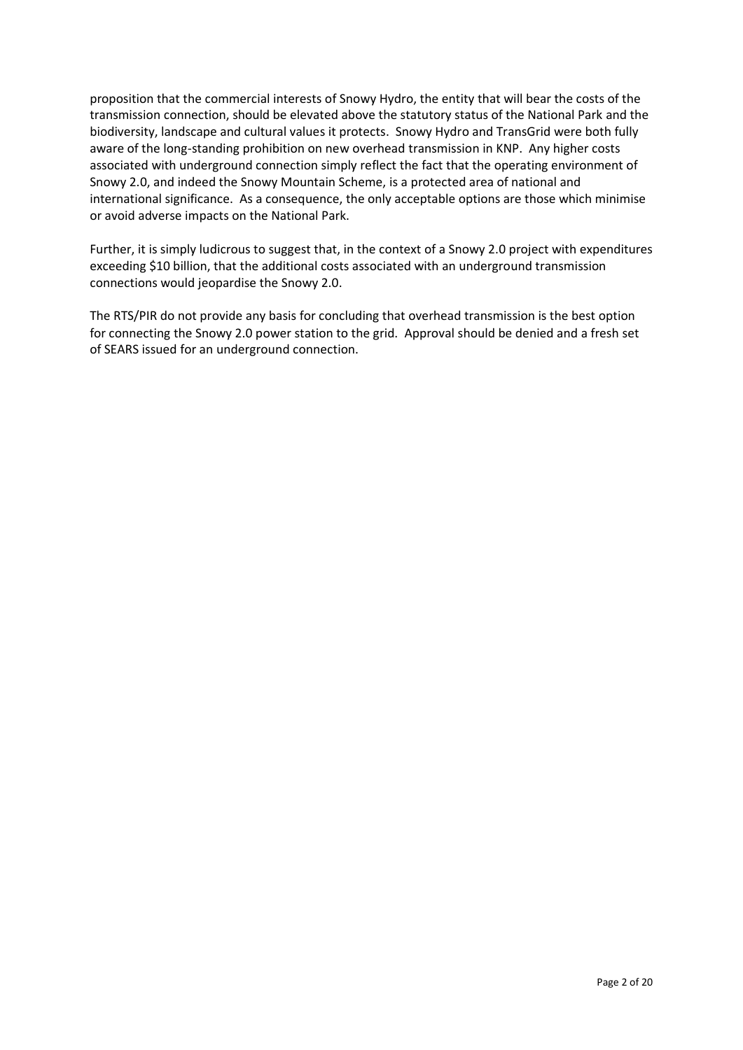proposition that the commercial interests of Snowy Hydro, the entity that will bear the costs of the transmission connection, should be elevated above the statutory status of the National Park and the biodiversity, landscape and cultural values it protects. Snowy Hydro and TransGrid were both fully aware of the long-standing prohibition on new overhead transmission in KNP. Any higher costs associated with underground connection simply reflect the fact that the operating environment of Snowy 2.0, and indeed the Snowy Mountain Scheme, is a protected area of national and international significance. As a consequence, the only acceptable options are those which minimise or avoid adverse impacts on the National Park.

Further, it is simply ludicrous to suggest that, in the context of a Snowy 2.0 project with expenditures exceeding $10 billion, that the additional costs associated with an underground transmission connections would jeopardise the Snowy 2.0.

The RTS/PIR do not provide any basis for concluding that overhead transmission is the best option for connecting the Snowy 2.0 power station to the grid. Approval should be denied and a fresh set of SEARS issued for an underground connection.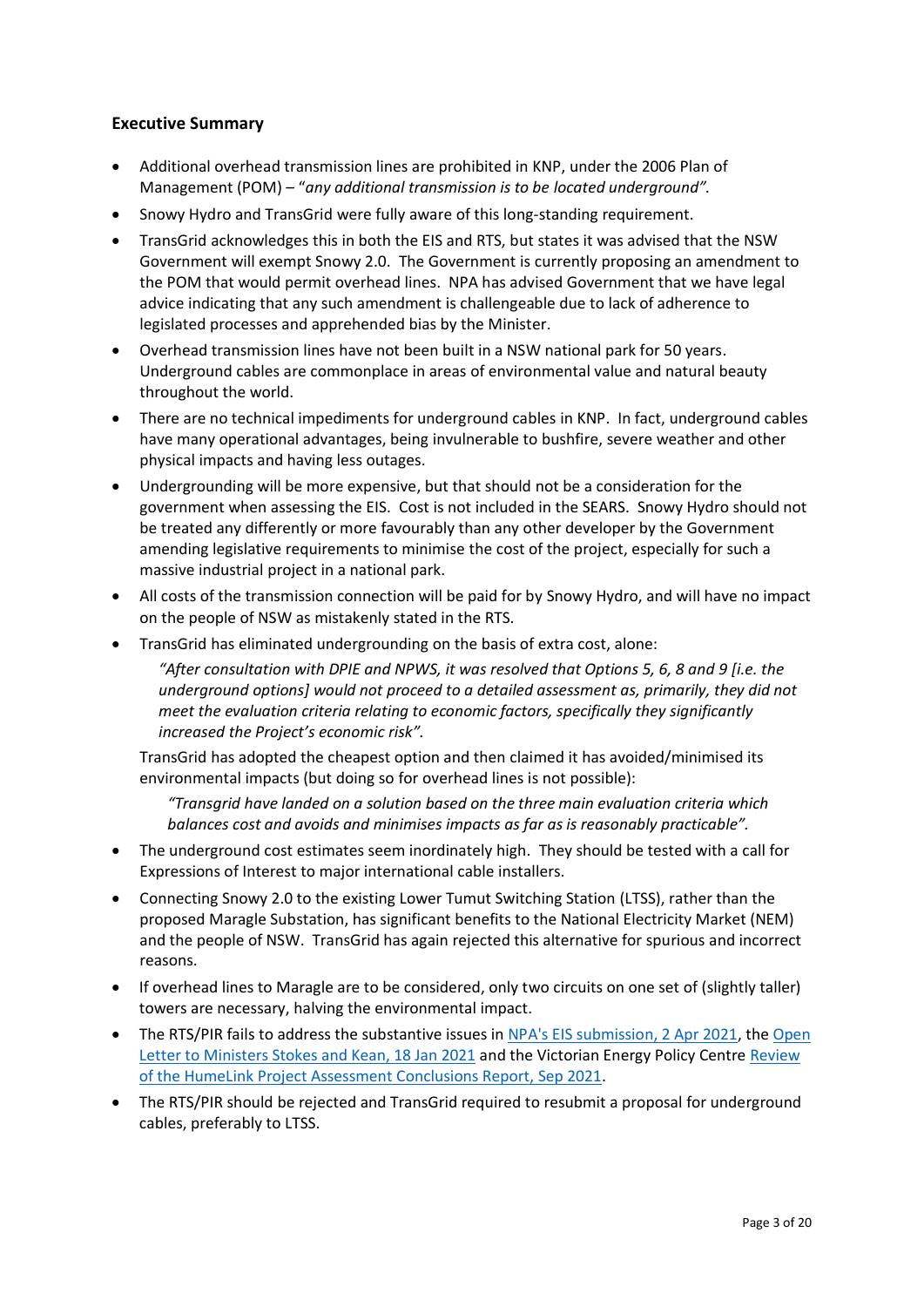### Executive Summary

- Additional overhead transmission lines are prohibited in KNP, under the 2006 Plan of Management (POM) – "*any additional transmission is to be located underground".*
- Snowy Hydro and TransGrid were fully aware of this long-standing requirement.
- TransGrid acknowledges this in both the EIS and RTS, but states it was advised that the NSW Government will exempt Snowy 2.0. The Government is currently proposing an amendment to the POM that would permit overhead lines. NPA has advised Government that we have legal advice indicating that any such amendment is challengeable due to lack of adherence to legislated processes and apprehended bias by the Minister.
- Overhead transmission lines have not been built in a NSW national park for 50 years. Underground cables are commonplace in areas of environmental value and natural beauty throughout the world.
- There are no technical impediments for underground cables in KNP. In fact, underground cables have many operational advantages, being invulnerable to bushfire, severe weather and other physical impacts and having less outages.
- Undergrounding will be more expensive, but that should not be a consideration for the government when assessing the EIS. Cost is not included in the SEARS. Snowy Hydro should not be treated any differently or more favourably than any other developer by the Government amending legislative requirements to minimise the cost of the project, especially for such a massive industrial project in a national park.
- All costs of the transmission connection will be paid for by Snowy Hydro, and will have no impact on the people of NSW as mistakenly stated in the RTS.
- TransGrid has eliminated undergrounding on the basis of extra cost, alone:

  *"After consultation with DPIE and NPWS, it was resolved that Options 5, 6, 8 and 9 [i.e. the underground options] would not proceed to a detailed assessment as, primarily, they did not meet the evaluation criteria relating to economic factors, specifically they significantly increased the Project's economic risk".*

  TransGrid has adopted the cheapest option and then claimed it has avoided/minimised its environmental impacts (but doing so for overhead lines is not possible):

  *"Transgrid have landed on a solution based on the three main evaluation criteria which balances cost and avoids and minimises impacts as far as is reasonably practicable".*
- The underground cost estimates seem inordinately high. They should be tested with a call for Expressions of Interest to major international cable installers.
- Connecting Snowy 2.0 to the existing Lower Tumut Switching Station (LTSS), rather than the proposed Maragle Substation, has significant benefits to the National Electricity Market (NEM) and the people of NSW. TransGrid has again rejected this alternative for spurious and incorrect reasons.
- If overhead lines to Maragle are to be considered, only two circuits on one set of (slightly taller) towers are necessary, halving the environmental impact.
- The RTS/PIR fails to address the substantive issues in NPA's EIS submission, 2 Apr 2021, the Open Letter to Ministers Stokes and Kean, 18 Jan 2021 and the Victorian Energy Policy Centre Review of the HumeLink Project Assessment Conclusions Report, Sep 2021.
- The RTS/PIR should be rejected and TransGrid required to resubmit a proposal for underground cables, preferably to LTSS.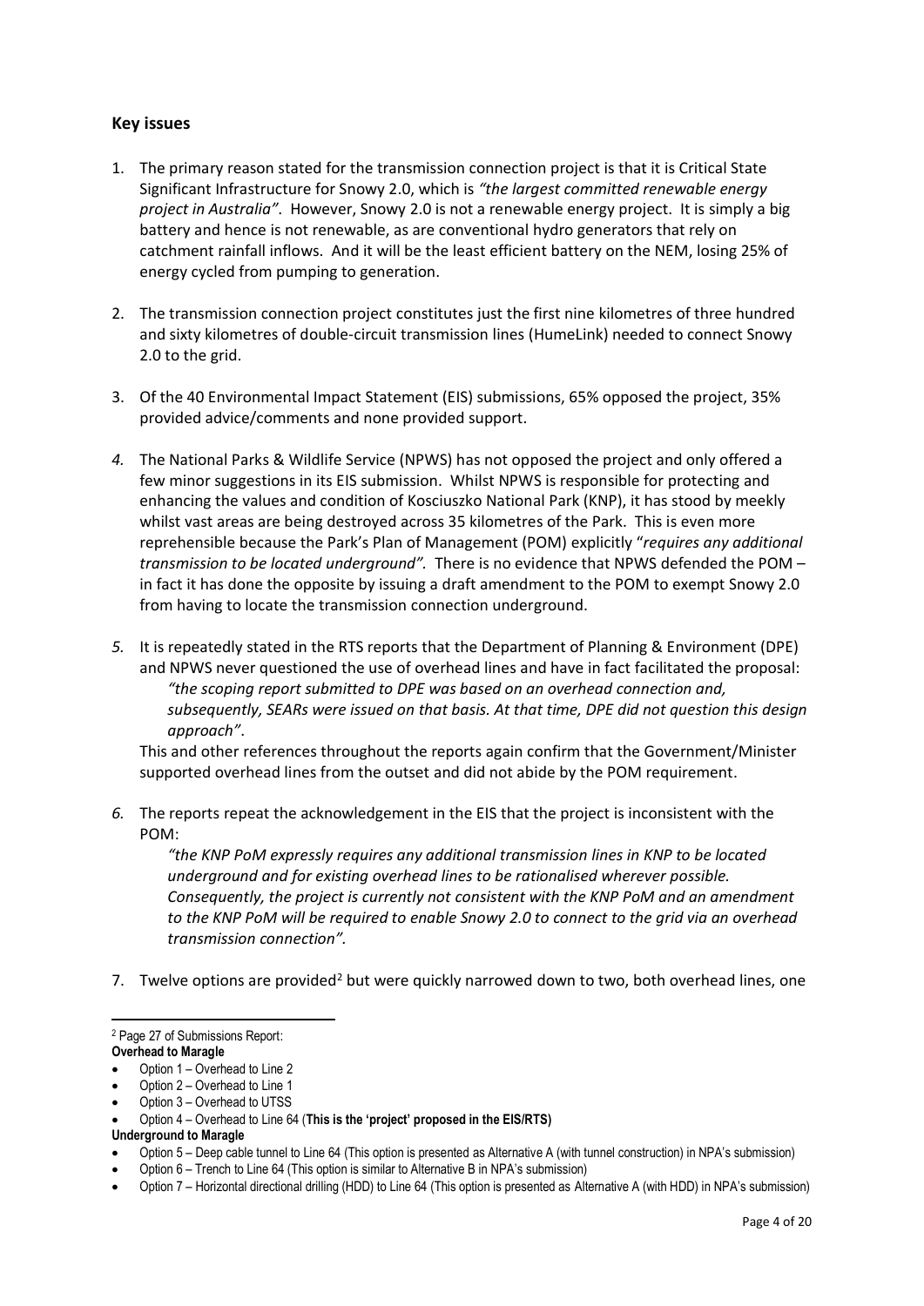## Key issues

1. The primary reason stated for the transmission connection project is that it is Critical State Significant Infrastructure for Snowy 2.0, which is *"the largest committed renewable energy project in Australia"*. However, Snowy 2.0 is not a renewable energy project. It is simply a big battery and hence is not renewable, as are conventional hydro generators that rely on catchment rainfall inflows. And it will be the least efficient battery on the NEM, losing 25% of energy cycled from pumping to generation.

2. The transmission connection project constitutes just the first nine kilometres of three hundred and sixty kilometres of double-circuit transmission lines (HumeLink) needed to connect Snowy 2.0 to the grid.

3. Of the 40 Environmental Impact Statement (EIS) submissions, 65% opposed the project, 35% provided advice/comments and none provided support.

4. The National Parks & Wildlife Service (NPWS) has not opposed the project and only offered a few minor suggestions in its EIS submission. Whilst NPWS is responsible for protecting and enhancing the values and condition of Kosciuszko National Park (KNP), it has stood by meekly whilst vast areas are being destroyed across 35 kilometres of the Park. This is even more reprehensible because the Park's Plan of Management (POM) explicitly "*requires any additional transmission to be located underground"*. There is no evidence that NPWS defended the POM – in fact it has done the opposite by issuing a draft amendment to the POM to exempt Snowy 2.0 from having to locate the transmission connection underground.

5. It is repeatedly stated in the RTS reports that the Department of Planning & Environment (DPE) and NPWS never questioned the use of overhead lines and have in fact facilitated the proposal:

   *"the scoping report submitted to DPE was based on an overhead connection and, subsequently, SEARs were issued on that basis. At that time, DPE did not question this design approach"*.

   This and other references throughout the reports again confirm that the Government/Minister supported overhead lines from the outset and did not abide by the POM requirement.

6. The reports repeat the acknowledgement in the EIS that the project is inconsistent with the POM:

   *"the KNP PoM expressly requires any additional transmission lines in KNP to be located underground and for existing overhead lines to be rationalised wherever possible. Consequently, the project is currently not consistent with the KNP PoM and an amendment to the KNP PoM will be required to enable Snowy 2.0 to connect to the grid via an overhead transmission connection"*.

7. Twelve options are provided[2] but were quickly narrowed down to two, both overhead lines, one

---

[2] Page 27 of Submissions Report:

**Overhead to Maragle**

- Option 1 – Overhead to Line 2
- Option 2 – Overhead to Line 1
- Option 3 – Overhead to UTSS
- Option 4 – Overhead to Line 64 (**This is the 'project' proposed in the EIS/RTS)**

**Underground to Maragle**

- Option 5 – Deep cable tunnel to Line 64 (This option is presented as Alternative A (with tunnel construction) in NPA's submission)
- Option 6 – Trench to Line 64 (This option is similar to Alternative B in NPA's submission)
- Option 7 – Horizontal directional drilling (HDD) to Line 64 (This option is presented as Alternative A (with HDD) in NPA's submission)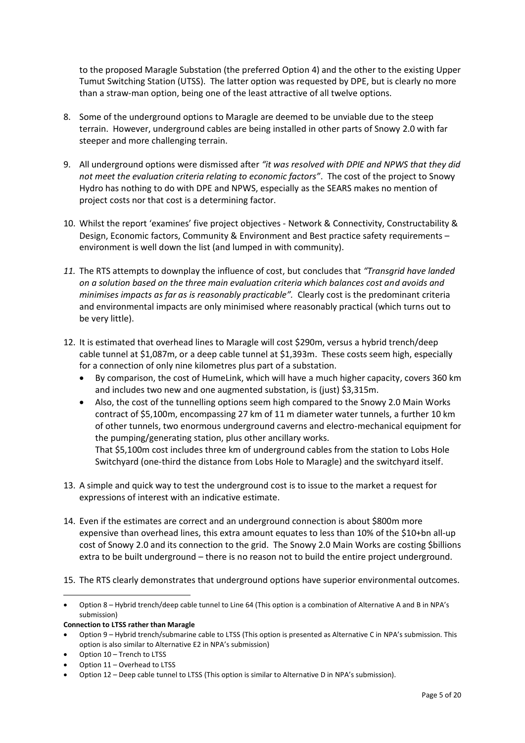to the proposed Maragle Substation (the preferred Option 4) and the other to the existing Upper Tumut Switching Station (UTSS). The latter option was requested by DPE, but is clearly no more than a straw-man option, being one of the least attractive of all twelve options.

8. Some of the underground options to Maragle are deemed to be unviable due to the steep terrain. However, underground cables are being installed in other parts of Snowy 2.0 with far steeper and more challenging terrain.

9. All underground options were dismissed after *"it was resolved with DPIE and NPWS that they did not meet the evaluation criteria relating to economic factors"*. The cost of the project to Snowy Hydro has nothing to do with DPE and NPWS, especially as the SEARS makes no mention of project costs nor that cost is a determining factor.

10. Whilst the report 'examines' five project objectives - Network & Connectivity, Constructability & Design, Economic factors, Community & Environment and Best practice safety requirements – environment is well down the list (and lumped in with community).

11. The RTS attempts to downplay the influence of cost, but concludes that *"Transgrid have landed on a solution based on the three main evaluation criteria which balances cost and avoids and minimises impacts as far as is reasonably practicable".* Clearly cost is the predominant criteria and environmental impacts are only minimised where reasonably practical (which turns out to be very little).

12. It is estimated that overhead lines to Maragle will cost \$290m, versus a hybrid trench/deep cable tunnel at \$1,087m, or a deep cable tunnel at \$1,393m. These costs seem high, especially for a connection of only nine kilometres plus part of a substation.
    - By comparison, the cost of HumeLink, which will have a much higher capacity, covers 360 km and includes two new and one augmented substation, is (just) \$3,315m.
    - Also, the cost of the tunnelling options seem high compared to the Snowy 2.0 Main Works contract of \$5,100m, encompassing 27 km of 11 m diameter water tunnels, a further 10 km of other tunnels, two enormous underground caverns and electro-mechanical equipment for the pumping/generating station, plus other ancillary works.
      That \$5,100m cost includes three km of underground cables from the station to Lobs Hole Switchyard (one-third the distance from Lobs Hole to Maragle) and the switchyard itself.

13. A simple and quick way to test the underground cost is to issue to the market a request for expressions of interest with an indicative estimate.

14. Even if the estimates are correct and an underground connection is about \$800m more expensive than overhead lines, this extra amount equates to less than 10% of the \$10+bn all-up cost of Snowy 2.0 and its connection to the grid. The Snowy 2.0 Main Works are costing \$billions extra to be built underground – there is no reason not to build the entire project underground.

15. The RTS clearly demonstrates that underground options have superior environmental outcomes.

---

- Option 8 – Hybrid trench/deep cable tunnel to Line 64 (This option is a combination of Alternative A and B in NPA's submission)

**Connection to LTSS rather than Maragle**

- Option 9 – Hybrid trench/submarine cable to LTSS (This option is presented as Alternative C in NPA's submission. This option is also similar to Alternative E2 in NPA's submission)
- Option 10 – Trench to LTSS
- Option 11 – Overhead to LTSS
- Option 12 – Deep cable tunnel to LTSS (This option is similar to Alternative D in NPA's submission).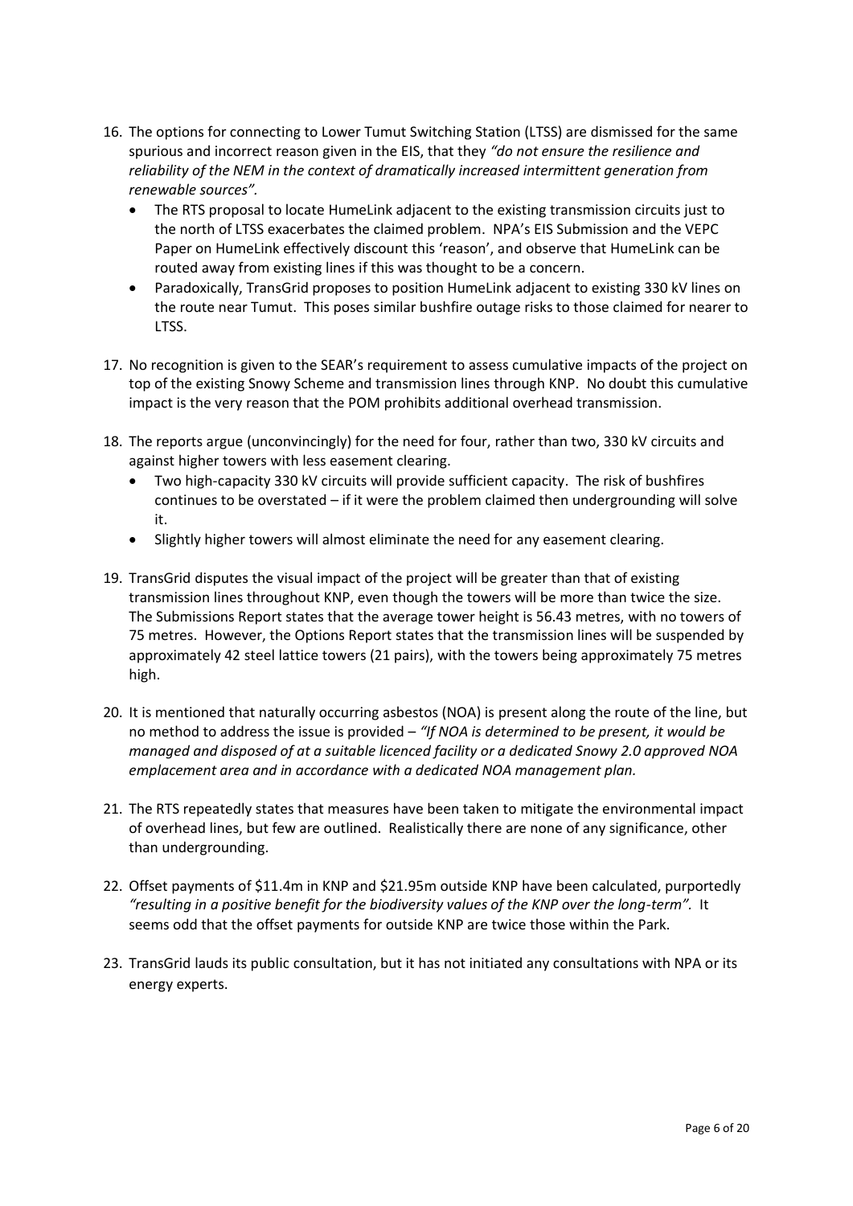16. The options for connecting to Lower Tumut Switching Station (LTSS) are dismissed for the same spurious and incorrect reason given in the EIS, that they *"do not ensure the resilience and reliability of the NEM in the context of dramatically increased intermittent generation from renewable sources".*
    - The RTS proposal to locate HumeLink adjacent to the existing transmission circuits just to the north of LTSS exacerbates the claimed problem. NPA's EIS Submission and the VEPC Paper on HumeLink effectively discount this 'reason', and observe that HumeLink can be routed away from existing lines if this was thought to be a concern.
    - Paradoxically, TransGrid proposes to position HumeLink adjacent to existing 330 kV lines on the route near Tumut. This poses similar bushfire outage risks to those claimed for nearer to LTSS.

17. No recognition is given to the SEAR's requirement to assess cumulative impacts of the project on top of the existing Snowy Scheme and transmission lines through KNP. No doubt this cumulative impact is the very reason that the POM prohibits additional overhead transmission.

18. The reports argue (unconvincingly) for the need for four, rather than two, 330 kV circuits and against higher towers with less easement clearing.
    - Two high-capacity 330 kV circuits will provide sufficient capacity. The risk of bushfires continues to be overstated – if it were the problem claimed then undergrounding will solve it.
    - Slightly higher towers will almost eliminate the need for any easement clearing.

19. TransGrid disputes the visual impact of the project will be greater than that of existing transmission lines throughout KNP, even though the towers will be more than twice the size. The Submissions Report states that the average tower height is 56.43 metres, with no towers of 75 metres. However, the Options Report states that the transmission lines will be suspended by approximately 42 steel lattice towers (21 pairs), with the towers being approximately 75 metres high.

20. It is mentioned that naturally occurring asbestos (NOA) is present along the route of the line, but no method to address the issue is provided – *"If NOA is determined to be present, it would be managed and disposed of at a suitable licenced facility or a dedicated Snowy 2.0 approved NOA emplacement area and in accordance with a dedicated NOA management plan.*

21. The RTS repeatedly states that measures have been taken to mitigate the environmental impact of overhead lines, but few are outlined. Realistically there are none of any significance, other than undergrounding.

22. Offset payments of \$11.4m in KNP and \$21.95m outside KNP have been calculated, purportedly *"resulting in a positive benefit for the biodiversity values of the KNP over the long-term".* It seems odd that the offset payments for outside KNP are twice those within the Park.

23. TransGrid lauds its public consultation, but it has not initiated any consultations with NPA or its energy experts.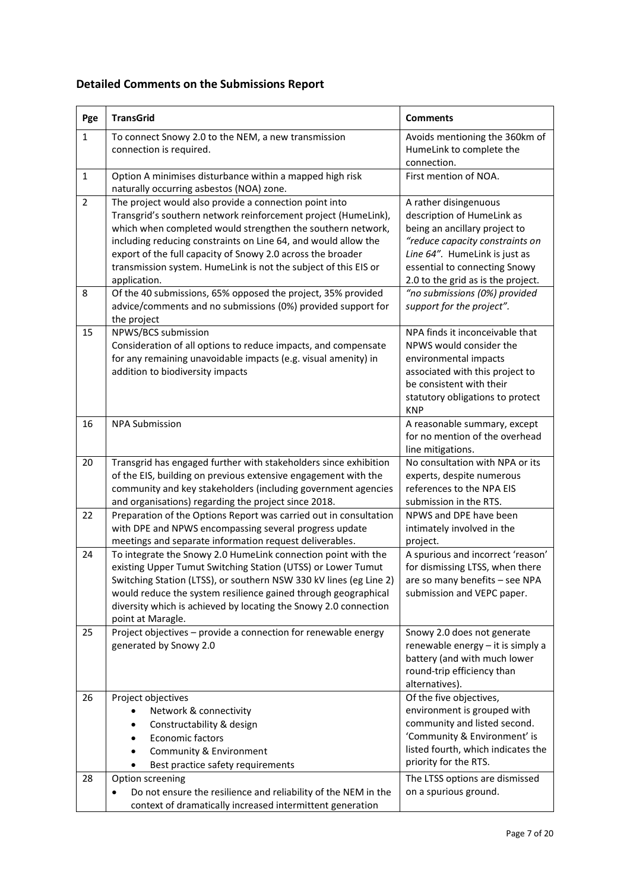## Detailed Comments on the Submissions Report

| Pge | TransGrid | Comments |
|---|---|---|
| 1 | To connect Snowy 2.0 to the NEM, a new transmission connection is required. | Avoids mentioning the 360km of HumeLink to complete the connection. |
| 1 | Option A minimises disturbance within a mapped high risk naturally occurring asbestos (NOA) zone. | First mention of NOA. |
| 2 | The project would also provide a connection point into Transgrid's southern network reinforcement project (HumeLink), which when completed would strengthen the southern network, including reducing constraints on Line 64, and would allow the export of the full capacity of Snowy 2.0 across the broader transmission system. HumeLink is not the subject of this EIS or application. | A rather disingenuous description of HumeLink as being an ancillary project to *"reduce capacity constraints on Line 64"*. HumeLink is just as essential to connecting Snowy 2.0 to the grid as is the project. |
| 8 | Of the 40 submissions, 65% opposed the project, 35% provided advice/comments and no submissions (0%) provided support for the project | *"no submissions (0%) provided support for the project".* |
| 15 | NPWS/BCS submission<br>Consideration of all options to reduce impacts, and compensate for any remaining unavoidable impacts (e.g. visual amenity) in addition to biodiversity impacts | NPA finds it inconceivable that NPWS would consider the environmental impacts associated with this project to be consistent with their statutory obligations to protect KNP |
| 16 | NPA Submission | A reasonable summary, except for no mention of the overhead line mitigations. |
| 20 | Transgrid has engaged further with stakeholders since exhibition of the EIS, building on previous extensive engagement with the community and key stakeholders (including government agencies and organisations) regarding the project since 2018. | No consultation with NPA or its experts, despite numerous references to the NPA EIS submission in the RTS. |
| 22 | Preparation of the Options Report was carried out in consultation with DPE and NPWS encompassing several progress update meetings and separate information request deliverables. | NPWS and DPE have been intimately involved in the project. |
| 24 | To integrate the Snowy 2.0 HumeLink connection point with the existing Upper Tumut Switching Station (UTSS) or Lower Tumut Switching Station (LTSS), or southern NSW 330 kV lines (eg Line 2) would reduce the system resilience gained through geographical diversity which is achieved by locating the Snowy 2.0 connection point at Maragle. | A spurious and incorrect 'reason' for dismissing LTSS, when there are so many benefits – see NPA submission and VEPC paper. |
| 25 | Project objectives – provide a connection for renewable energy generated by Snowy 2.0 | Snowy 2.0 does not generate renewable energy – it is simply a battery (and with much lower round-trip efficiency than alternatives). |
| 26 | Project objectives<br>• Network & connectivity<br>• Constructability & design<br>• Economic factors<br>• Community & Environment<br>• Best practice safety requirements | Of the five objectives, environment is grouped with community and listed second. 'Community & Environment' is listed fourth, which indicates the priority for the RTS. |
| 28 | Option screening<br>• Do not ensure the resilience and reliability of the NEM in the context of dramatically increased intermittent generation | The LTSS options are dismissed on a spurious ground. |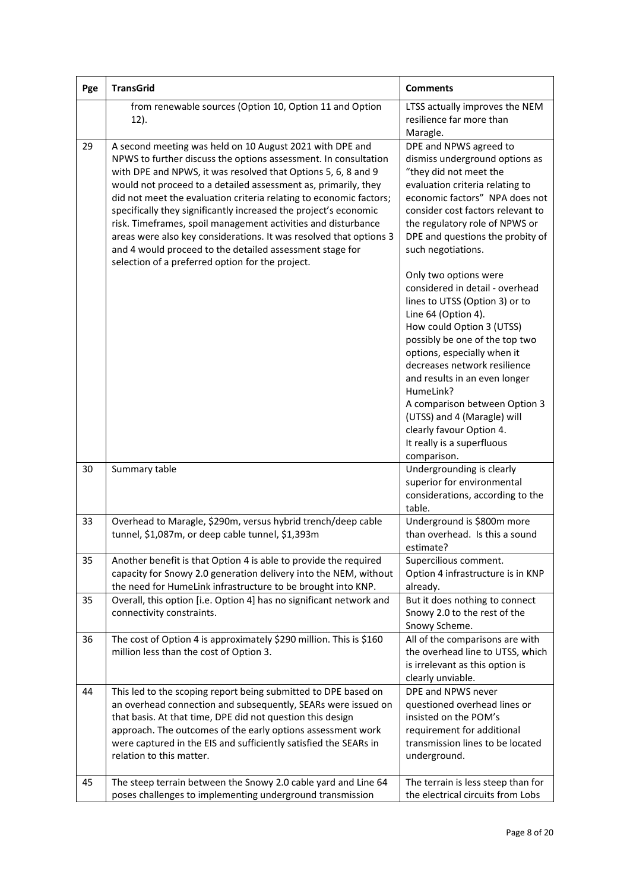| Pge | TransGrid | Comments |
|---|---|---|
| | from renewable sources (Option 10, Option 11 and Option 12). | LTSS actually improves the NEM resilience far more than Maragle. |
| 29 | A second meeting was held on 10 August 2021 with DPE and NPWS to further discuss the options assessment. In consultation with DPE and NPWS, it was resolved that Options 5, 6, 8 and 9 would not proceed to a detailed assessment as, primarily, they did not meet the evaluation criteria relating to economic factors; specifically they significantly increased the project's economic risk. Timeframes, spoil management activities and disturbance areas were also key considerations. It was resolved that options 3 and 4 would proceed to the detailed assessment stage for selection of a preferred option for the project. | DPE and NPWS agreed to dismiss underground options as "they did not meet the evaluation criteria relating to economic factors" NPA does not consider cost factors relevant to the regulatory role of NPWS or DPE and questions the probity of such negotiations.<br><br>Only two options were considered in detail - overhead lines to UTSS (Option 3) or to Line 64 (Option 4).<br>How could Option 3 (UTSS) possibly be one of the top two options, especially when it decreases network resilience and results in an even longer HumeLink?<br>A comparison between Option 3 (UTSS) and 4 (Maragle) will clearly favour Option 4.<br>It really is a superfluous comparison. |
| 30 | Summary table | Undergrounding is clearly superior for environmental considerations, according to the table. |
| 33 | Overhead to Maragle, $290m, versus hybrid trench/deep cable tunnel, $1,087m, or deep cable tunnel, $1,393m | Underground is $800m more than overhead. Is this a sound estimate? |
| 35 | Another benefit is that Option 4 is able to provide the required capacity for Snowy 2.0 generation delivery into the NEM, without the need for HumeLink infrastructure to be brought into KNP. | Supercilious comment.<br>Option 4 infrastructure is in KNP already. |
| 35 | Overall, this option [i.e. Option 4] has no significant network and connectivity constraints. | But it does nothing to connect Snowy 2.0 to the rest of the Snowy Scheme. |
| 36 | The cost of Option 4 is approximately $290 million. This is $160 million less than the cost of Option 3. | All of the comparisons are with the overhead line to UTSS, which is irrelevant as this option is clearly unviable. |
| 44 | This led to the scoping report being submitted to DPE based on an overhead connection and subsequently, SEARs were issued on that basis. At that time, DPE did not question this design approach. The outcomes of the early options assessment work were captured in the EIS and sufficiently satisfied the SEARs in relation to this matter. | DPE and NPWS never questioned overhead lines or insisted on the POM's requirement for additional transmission lines to be located underground. |
| 45 | The steep terrain between the Snowy 2.0 cable yard and Line 64 poses challenges to implementing underground transmission | The terrain is less steep than for the electrical circuits from Lobs |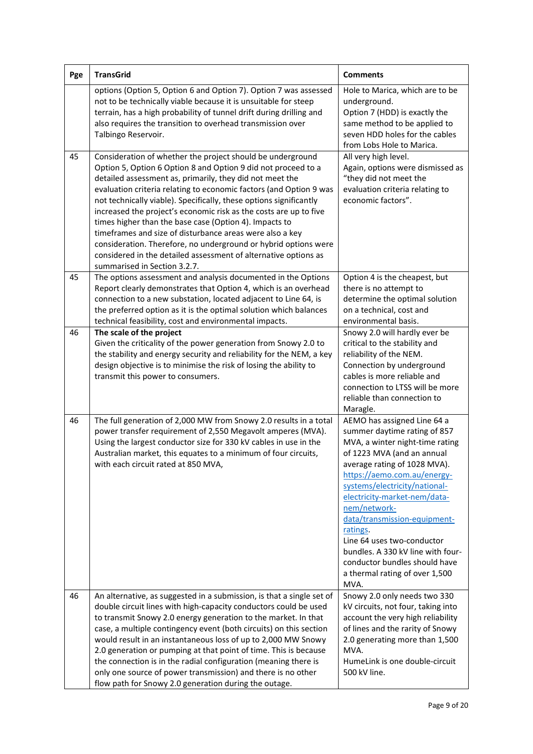| Pge | TransGrid | Comments |
|---|---|---|
| | options (Option 5, Option 6 and Option 7). Option 7 was assessed not to be technically viable because it is unsuitable for steep terrain, has a high probability of tunnel drift during drilling and also requires the transition to overhead transmission over Talbingo Reservoir. | Hole to Marica, which are to be underground.<br>Option 7 (HDD) is exactly the same method to be applied to seven HDD holes for the cables from Lobs Hole to Marica. |
| 45 | Consideration of whether the project should be underground Option 5, Option 6 Option 8 and Option 9 did not proceed to a detailed assessment as, primarily, they did not meet the evaluation criteria relating to economic factors (and Option 9 was not technically viable). Specifically, these options significantly increased the project's economic risk as the costs are up to five times higher than the base case (Option 4). Impacts to timeframes and size of disturbance areas were also a key consideration. Therefore, no underground or hybrid options were considered in the detailed assessment of alternative options as summarised in Section 3.2.7. | All very high level.<br>Again, options were dismissed as "they did not meet the evaluation criteria relating to economic factors". |
| 45 | The options assessment and analysis documented in the Options Report clearly demonstrates that Option 4, which is an overhead connection to a new substation, located adjacent to Line 64, is the preferred option as it is the optimal solution which balances technical feasibility, cost and environmental impacts. | Option 4 is the cheapest, but there is no attempt to determine the optimal solution on a technical, cost and environmental basis. |
| 46 | **The scale of the project**<br>Given the criticality of the power generation from Snowy 2.0 to the stability and energy security and reliability for the NEM, a key design objective is to minimise the risk of losing the ability to transmit this power to consumers. | Snowy 2.0 will hardly ever be critical to the stability and reliability of the NEM.<br>Connection by underground cables is more reliable and connection to LTSS will be more reliable than connection to Maragle. |
| 46 | The full generation of 2,000 MW from Snowy 2.0 results in a total power transfer requirement of 2,550 Megavolt amperes (MVA). Using the largest conductor size for 330 kV cables in use in the Australian market, this equates to a minimum of four circuits, with each circuit rated at 850 MVA, | AEMO has assigned Line 64 a summer daytime rating of 857 MVA, a winter night-time rating of 1223 MVA (and an annual average rating of 1028 MVA). [https://aemo.com.au/energy-systems/electricity/national-electricity-market-nem/data-nem/network-data/transmission-equipment-ratings](https://aemo.com.au/energy-systems/electricity/national-electricity-market-nem/data-nem/network-data/transmission-equipment-ratings).<br>Line 64 uses two-conductor bundles. A 330 kV line with four-conductor bundles should have a thermal rating of over 1,500 MVA. |
| 46 | An alternative, as suggested in a submission, is that a single set of double circuit lines with high-capacity conductors could be used to transmit Snowy 2.0 energy generation to the market. In that case, a multiple contingency event (both circuits) on this section would result in an instantaneous loss of up to 2,000 MW Snowy 2.0 generation or pumping at that point of time. This is because the connection is in the radial configuration (meaning there is only one source of power transmission) and there is no other flow path for Snowy 2.0 generation during the outage. | Snowy 2.0 only needs two 330 kV circuits, not four, taking into account the very high reliability of lines and the rarity of Snowy 2.0 generating more than 1,500 MVA.<br>HumeLink is one double-circuit 500 kV line. |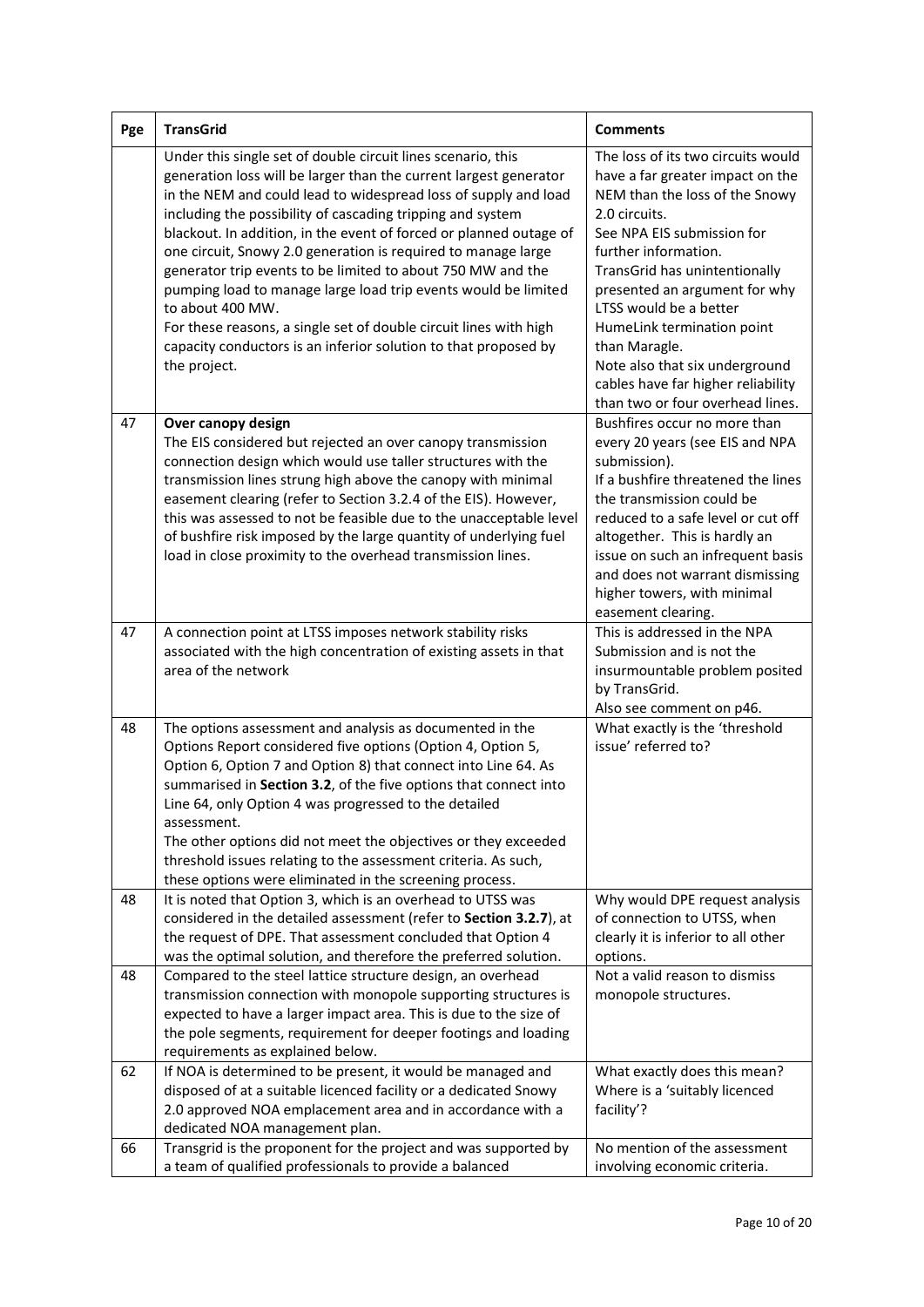| Pge | TransGrid | Comments |
|---|---|---|
| | Under this single set of double circuit lines scenario, this generation loss will be larger than the current largest generator in the NEM and could lead to widespread loss of supply and load including the possibility of cascading tripping and system blackout. In addition, in the event of forced or planned outage of one circuit, Snowy 2.0 generation is required to manage large generator trip events to be limited to about 750 MW and the pumping load to manage large load trip events would be limited to about 400 MW.<br>For these reasons, a single set of double circuit lines with high capacity conductors is an inferior solution to that proposed by the project. | The loss of its two circuits would have a far greater impact on the NEM than the loss of the Snowy 2.0 circuits.<br>See NPA EIS submission for further information.<br>TransGrid has unintentionally presented an argument for why LTSS would be a better HumeLink termination point than Maragle.<br>Note also that six underground cables have far higher reliability than two or four overhead lines. |
| 47 | **Over canopy design**<br>The EIS considered but rejected an over canopy transmission connection design which would use taller structures with the transmission lines strung high above the canopy with minimal easement clearing (refer to Section 3.2.4 of the EIS). However, this was assessed to not be feasible due to the unacceptable level of bushfire risk imposed by the large quantity of underlying fuel load in close proximity to the overhead transmission lines. | Bushfires occur no more than every 20 years (see EIS and NPA submission).<br>If a bushfire threatened the lines the transmission could be reduced to a safe level or cut off altogether. This is hardly an issue on such an infrequent basis and does not warrant dismissing higher towers, with minimal easement clearing. |
| 47 | A connection point at LTSS imposes network stability risks associated with the high concentration of existing assets in that area of the network | This is addressed in the NPA Submission and is not the insurmountable problem posited by TransGrid.<br>Also see comment on p46. |
| 48 | The options assessment and analysis as documented in the Options Report considered five options (Option 4, Option 5, Option 6, Option 7 and Option 8) that connect into Line 64. As summarised in **Section 3.2**, of the five options that connect into Line 64, only Option 4 was progressed to the detailed assessment.<br>The other options did not meet the objectives or they exceeded threshold issues relating to the assessment criteria. As such, these options were eliminated in the screening process. | What exactly is the 'threshold issue' referred to? |
| 48 | It is noted that Option 3, which is an overhead to UTSS was considered in the detailed assessment (refer to **Section 3.2.7**), at the request of DPE. That assessment concluded that Option 4 was the optimal solution, and therefore the preferred solution. | Why would DPE request analysis of connection to UTSS, when clearly it is inferior to all other options. |
| 48 | Compared to the steel lattice structure design, an overhead transmission connection with monopole supporting structures is expected to have a larger impact area. This is due to the size of the pole segments, requirement for deeper footings and loading requirements as explained below. | Not a valid reason to dismiss monopole structures. |
| 62 | If NOA is determined to be present, it would be managed and disposed of at a suitable licenced facility or a dedicated Snowy 2.0 approved NOA emplacement area and in accordance with a dedicated NOA management plan. | What exactly does this mean? Where is a 'suitably licenced facility'? |
| 66 | Transgrid is the proponent for the project and was supported by a team of qualified professionals to provide a balanced | No mention of the assessment involving economic criteria. |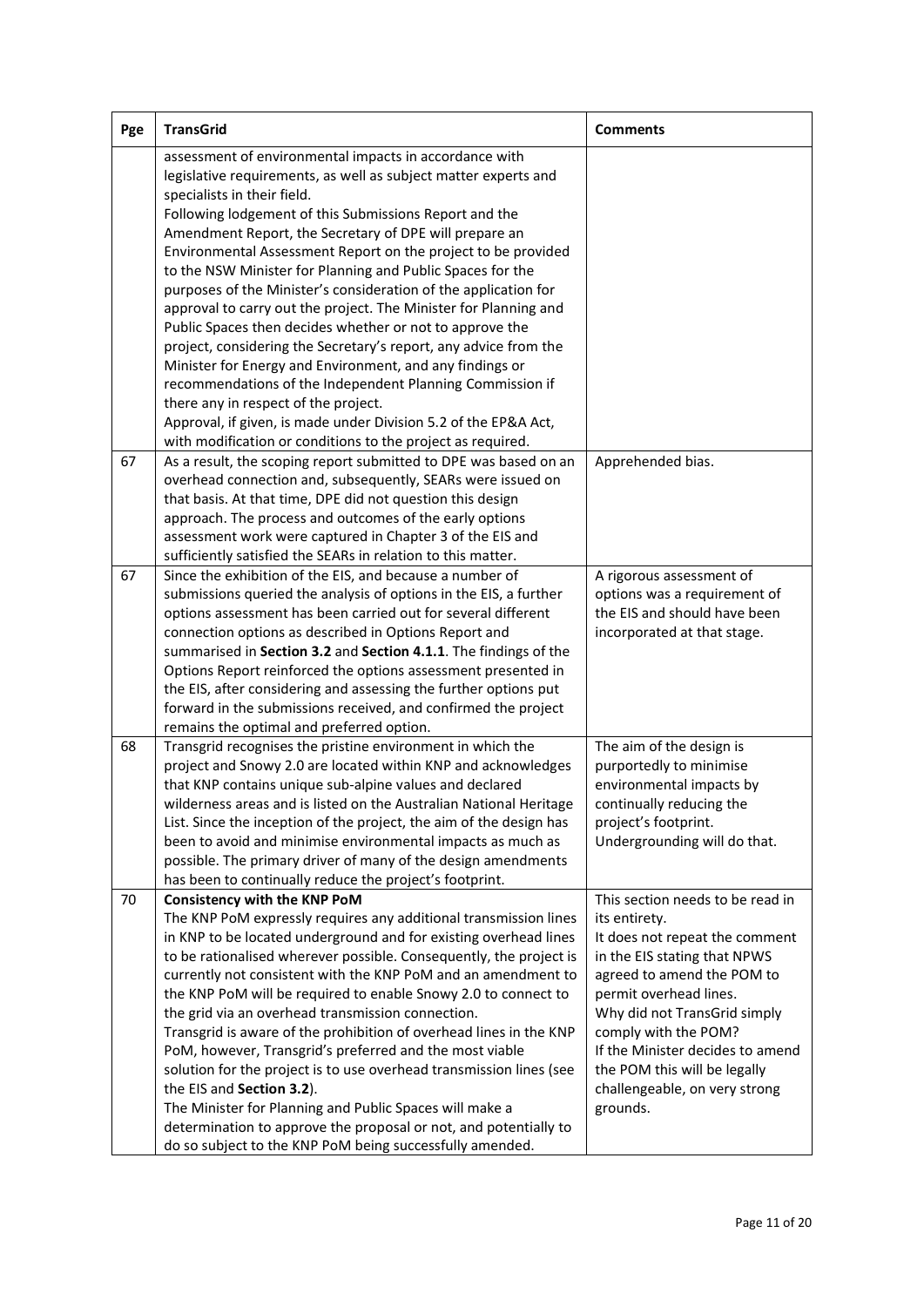| Pge | TransGrid | Comments |
|---|---|---|
| | assessment of environmental impacts in accordance with legislative requirements, as well as subject matter experts and specialists in their field.<br>Following lodgement of this Submissions Report and the Amendment Report, the Secretary of DPE will prepare an Environmental Assessment Report on the project to be provided to the NSW Minister for Planning and Public Spaces for the purposes of the Minister's consideration of the application for approval to carry out the project. The Minister for Planning and Public Spaces then decides whether or not to approve the project, considering the Secretary's report, any advice from the Minister for Energy and Environment, and any findings or recommendations of the Independent Planning Commission if there any in respect of the project.<br>Approval, if given, is made under Division 5.2 of the EP&A Act, with modification or conditions to the project as required. | |
| 67 | As a result, the scoping report submitted to DPE was based on an overhead connection and, subsequently, SEARs were issued on that basis. At that time, DPE did not question this design approach. The process and outcomes of the early options assessment work were captured in Chapter 3 of the EIS and sufficiently satisfied the SEARs in relation to this matter. | Apprehended bias. |
| 67 | Since the exhibition of the EIS, and because a number of submissions queried the analysis of options in the EIS, a further options assessment has been carried out for several different connection options as described in Options Report and summarised in **Section 3.2** and **Section 4.1.1**. The findings of the Options Report reinforced the options assessment presented in the EIS, after considering and assessing the further options put forward in the submissions received, and confirmed the project remains the optimal and preferred option. | A rigorous assessment of options was a requirement of the EIS and should have been incorporated at that stage. |
| 68 | Transgrid recognises the pristine environment in which the project and Snowy 2.0 are located within KNP and acknowledges that KNP contains unique sub-alpine values and declared wilderness areas and is listed on the Australian National Heritage List. Since the inception of the project, the aim of the design has been to avoid and minimise environmental impacts as much as possible. The primary driver of many of the design amendments has been to continually reduce the project's footprint. | The aim of the design is purportedly to minimise environmental impacts by continually reducing the project's footprint.<br>Undergrounding will do that. |
| 70 | **Consistency with the KNP PoM**<br>The KNP PoM expressly requires any additional transmission lines in KNP to be located underground and for existing overhead lines to be rationalised wherever possible. Consequently, the project is currently not consistent with the KNP PoM and an amendment to the KNP PoM will be required to enable Snowy 2.0 to connect to the grid via an overhead transmission connection.<br>Transgrid is aware of the prohibition of overhead lines in the KNP PoM, however, Transgrid's preferred and the most viable solution for the project is to use overhead transmission lines (see the EIS and **Section 3.2**).<br>The Minister for Planning and Public Spaces will make a determination to approve the proposal or not, and potentially to do so subject to the KNP PoM being successfully amended. | This section needs to be read in its entirety.<br>It does not repeat the comment in the EIS stating that NPWS agreed to amend the POM to permit overhead lines.<br>Why did not TransGrid simply comply with the POM?<br>If the Minister decides to amend the POM this will be legally challengeable, on very strong grounds. |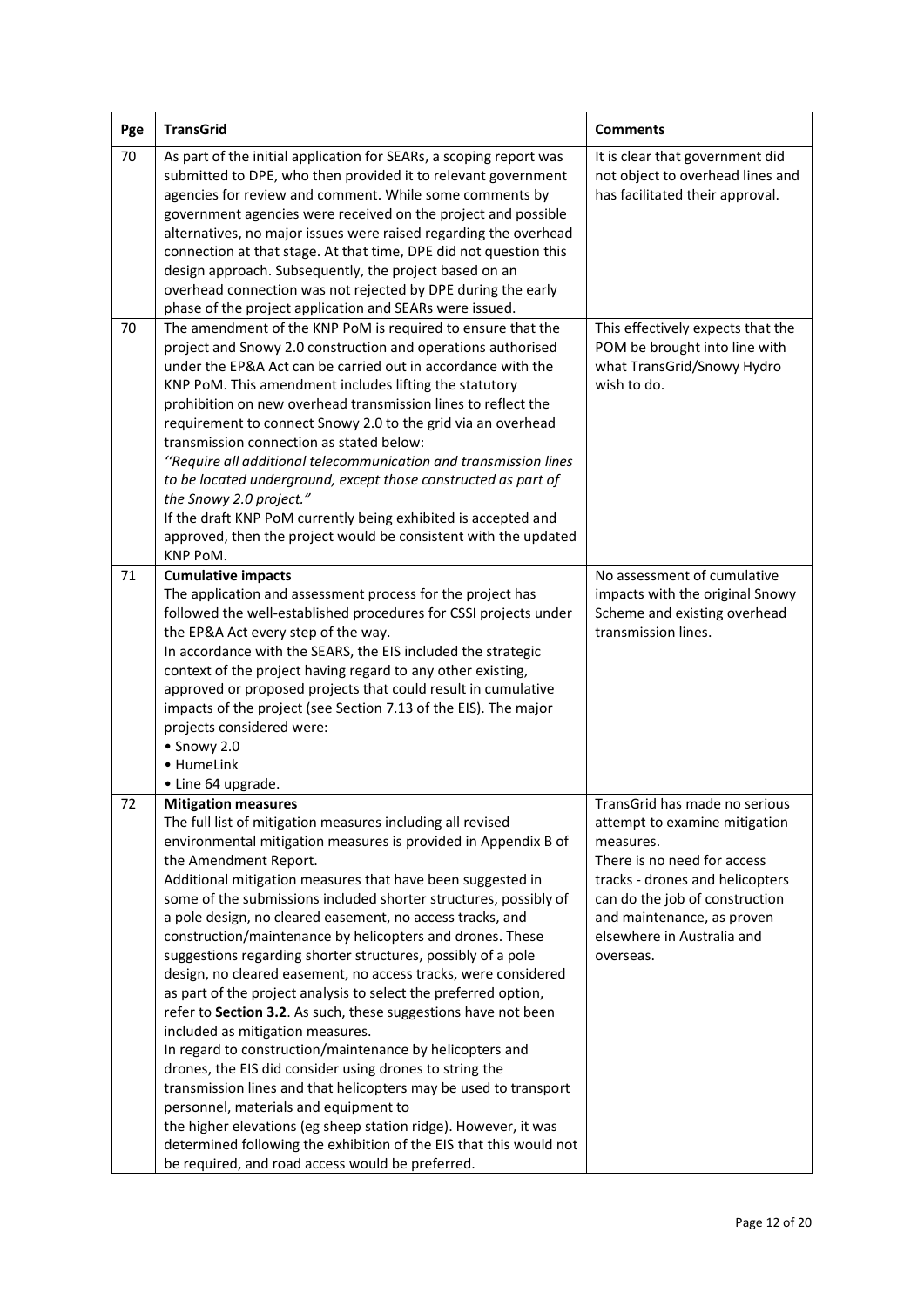| Pge | TransGrid | Comments |
|---|---|---|
| 70 | As part of the initial application for SEARs, a scoping report was submitted to DPE, who then provided it to relevant government agencies for review and comment. While some comments by government agencies were received on the project and possible alternatives, no major issues were raised regarding the overhead connection at that stage. At that time, DPE did not question this design approach. Subsequently, the project based on an overhead connection was not rejected by DPE during the early phase of the project application and SEARs were issued. | It is clear that government did not object to overhead lines and has facilitated their approval. |
| 70 | The amendment of the KNP PoM is required to ensure that the project and Snowy 2.0 construction and operations authorised under the EP&A Act can be carried out in accordance with the KNP PoM. This amendment includes lifting the statutory prohibition on new overhead transmission lines to reflect the requirement to connect Snowy 2.0 to the grid via an overhead transmission connection as stated below:<br>*''Require all additional telecommunication and transmission lines to be located underground, except those constructed as part of the Snowy 2.0 project."*<br>If the draft KNP PoM currently being exhibited is accepted and approved, then the project would be consistent with the updated KNP PoM. | This effectively expects that the POM be brought into line with what TransGrid/Snowy Hydro wish to do. |
| 71 | **Cumulative impacts**<br>The application and assessment process for the project has followed the well-established procedures for CSSI projects under the EP&A Act every step of the way.<br>In accordance with the SEARS, the EIS included the strategic context of the project having regard to any other existing, approved or proposed projects that could result in cumulative impacts of the project (see Section 7.13 of the EIS). The major projects considered were:<br>• Snowy 2.0<br>• HumeLink<br>• Line 64 upgrade. | No assessment of cumulative impacts with the original Snowy Scheme and existing overhead transmission lines. |
| 72 | **Mitigation measures**<br>The full list of mitigation measures including all revised environmental mitigation measures is provided in Appendix B of the Amendment Report.<br>Additional mitigation measures that have been suggested in some of the submissions included shorter structures, possibly of a pole design, no cleared easement, no access tracks, and construction/maintenance by helicopters and drones. These suggestions regarding shorter structures, possibly of a pole design, no cleared easement, no access tracks, were considered as part of the project analysis to select the preferred option, refer to **Section 3.2**. As such, these suggestions have not been included as mitigation measures.<br>In regard to construction/maintenance by helicopters and drones, the EIS did consider using drones to string the transmission lines and that helicopters may be used to transport personnel, materials and equipment to<br>the higher elevations (eg sheep station ridge). However, it was determined following the exhibition of the EIS that this would not be required, and road access would be preferred. | TransGrid has made no serious attempt to examine mitigation measures.<br>There is no need for access tracks - drones and helicopters can do the job of construction and maintenance, as proven elsewhere in Australia and overseas. |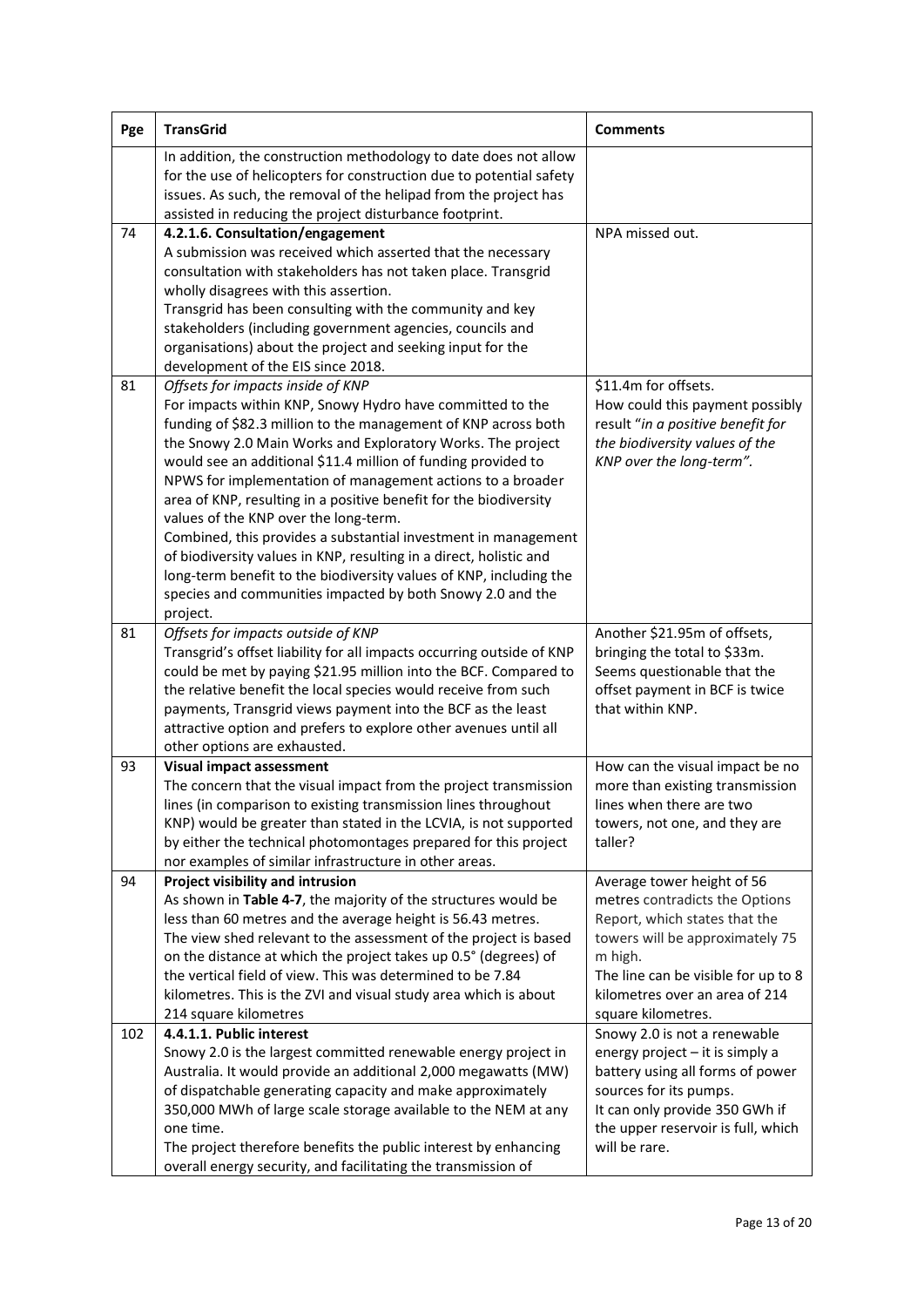| Pge | TransGrid | Comments |
|---|---|---|
| | In addition, the construction methodology to date does not allow for the use of helicopters for construction due to potential safety issues. As such, the removal of the helipad from the project has assisted in reducing the project disturbance footprint. | |
| 74 | **4.2.1.6. Consultation/engagement**<br>A submission was received which asserted that the necessary consultation with stakeholders has not taken place. Transgrid wholly disagrees with this assertion.<br>Transgrid has been consulting with the community and key stakeholders (including government agencies, councils and organisations) about the project and seeking input for the development of the EIS since 2018. | NPA missed out. |
| 81 | *Offsets for impacts inside of KNP*<br>For impacts within KNP, Snowy Hydro have committed to the funding of $82.3 million to the management of KNP across both the Snowy 2.0 Main Works and Exploratory Works. The project would see an additional $11.4 million of funding provided to NPWS for implementation of management actions to a broader area of KNP, resulting in a positive benefit for the biodiversity values of the KNP over the long-term.<br>Combined, this provides a substantial investment in management of biodiversity values in KNP, resulting in a direct, holistic and long-term benefit to the biodiversity values of KNP, including the species and communities impacted by both Snowy 2.0 and the project. | $11.4m for offsets.<br>How could this payment possibly result "*in a positive benefit for the biodiversity values of the KNP over the long-term".* |
| 81 | *Offsets for impacts outside of KNP*<br>Transgrid's offset liability for all impacts occurring outside of KNP could be met by paying $21.95 million into the BCF. Compared to the relative benefit the local species would receive from such payments, Transgrid views payment into the BCF as the least attractive option and prefers to explore other avenues until all other options are exhausted. | Another $21.95m of offsets, bringing the total to $33m.<br>Seems questionable that the offset payment in BCF is twice that within KNP. |
| 93 | **Visual impact assessment**<br>The concern that the visual impact from the project transmission lines (in comparison to existing transmission lines throughout KNP) would be greater than stated in the LCVIA, is not supported by either the technical photomontages prepared for this project nor examples of similar infrastructure in other areas. | How can the visual impact be no more than existing transmission lines when there are two towers, not one, and they are taller? |
| 94 | **Project visibility and intrusion**<br>As shown in **Table 4-7**, the majority of the structures would be less than 60 metres and the average height is 56.43 metres.<br>The view shed relevant to the assessment of the project is based on the distance at which the project takes up 0.5° (degrees) of the vertical field of view. This was determined to be 7.84 kilometres. This is the ZVI and visual study area which is about 214 square kilometres | Average tower height of 56 metres contradicts the Options Report, which states that the towers will be approximately 75 m high.<br>The line can be visible for up to 8 kilometres over an area of 214 square kilometres. |
| 102 | **4.4.1.1. Public interest**<br>Snowy 2.0 is the largest committed renewable energy project in Australia. It would provide an additional 2,000 megawatts (MW) of dispatchable generating capacity and make approximately 350,000 MWh of large scale storage available to the NEM at any one time.<br>The project therefore benefits the public interest by enhancing overall energy security, and facilitating the transmission of | Snowy 2.0 is not a renewable energy project – it is simply a battery using all forms of power sources for its pumps.<br>It can only provide 350 GWh if the upper reservoir is full, which will be rare. |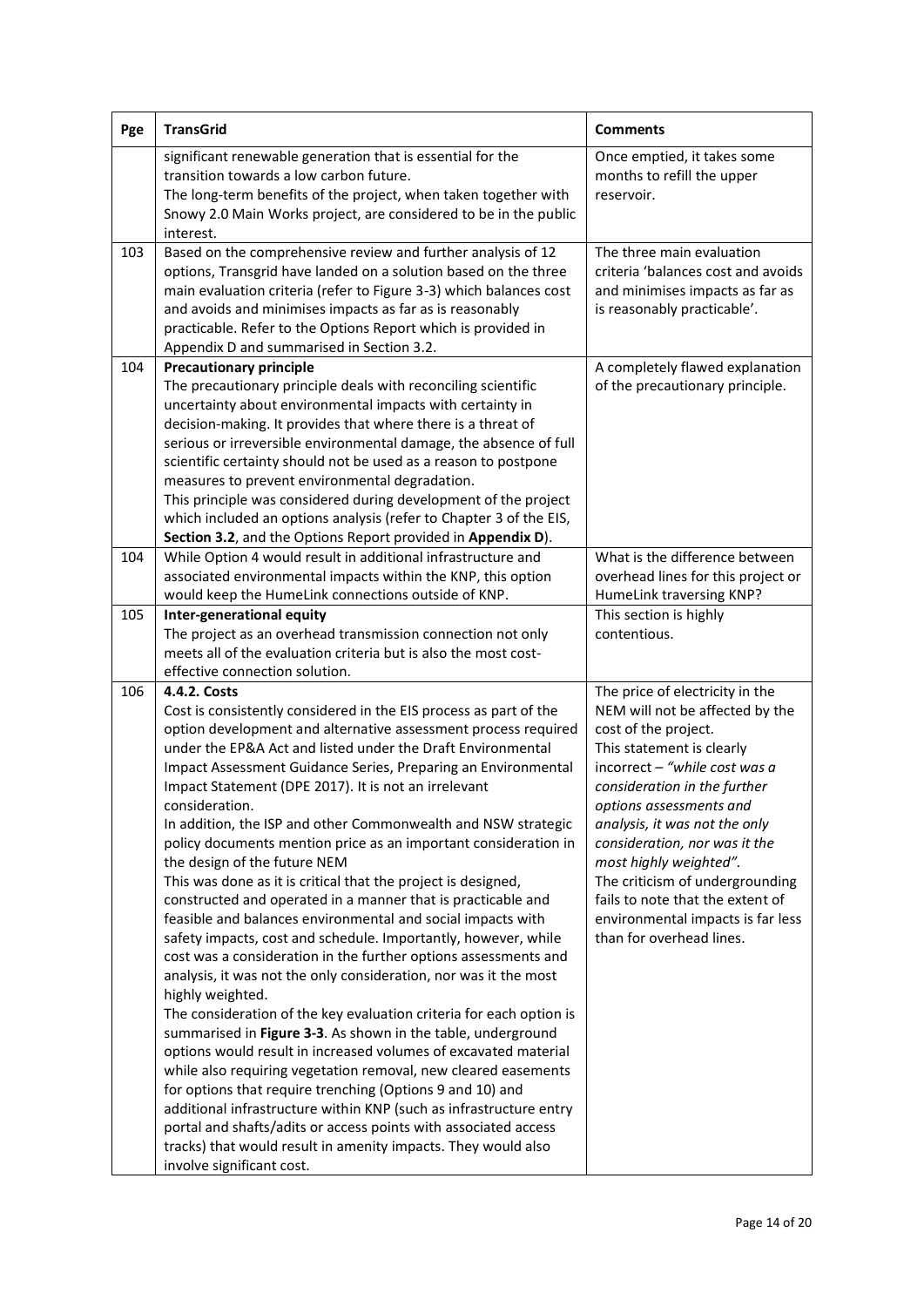| Pge | TransGrid | Comments |
|---|---|---|
| | significant renewable generation that is essential for the transition towards a low carbon future.<br>The long-term benefits of the project, when taken together with Snowy 2.0 Main Works project, are considered to be in the public interest. | Once emptied, it takes some months to refill the upper reservoir. |
| 103 | Based on the comprehensive review and further analysis of 12 options, Transgrid have landed on a solution based on the three main evaluation criteria (refer to Figure 3-3) which balances cost and avoids and minimises impacts as far as is reasonably practicable. Refer to the Options Report which is provided in Appendix D and summarised in Section 3.2. | The three main evaluation criteria 'balances cost and avoids and minimises impacts as far as is reasonably practicable'. |
| 104 | **Precautionary principle**<br>The precautionary principle deals with reconciling scientific uncertainty about environmental impacts with certainty in decision-making. It provides that where there is a threat of serious or irreversible environmental damage, the absence of full scientific certainty should not be used as a reason to postpone measures to prevent environmental degradation.<br>This principle was considered during development of the project which included an options analysis (refer to Chapter 3 of the EIS, **Section 3.2**, and the Options Report provided in **Appendix D**). | A completely flawed explanation of the precautionary principle. |
| 104 | While Option 4 would result in additional infrastructure and associated environmental impacts within the KNP, this option would keep the HumeLink connections outside of KNP. | What is the difference between overhead lines for this project or HumeLink traversing KNP? |
| 105 | **Inter-generational equity**<br>The project as an overhead transmission connection not only meets all of the evaluation criteria but is also the most cost-effective connection solution. | This section is highly contentious. |
| 106 | **4.4.2. Costs**<br>Cost is consistently considered in the EIS process as part of the option development and alternative assessment process required under the EP&A Act and listed under the Draft Environmental Impact Assessment Guidance Series, Preparing an Environmental Impact Statement (DPE 2017). It is not an irrelevant consideration.<br>In addition, the ISP and other Commonwealth and NSW strategic policy documents mention price as an important consideration in the design of the future NEM<br>This was done as it is critical that the project is designed, constructed and operated in a manner that is practicable and feasible and balances environmental and social impacts with safety impacts, cost and schedule. Importantly, however, while cost was a consideration in the further options assessments and analysis, it was not the only consideration, nor was it the most highly weighted.<br>The consideration of the key evaluation criteria for each option is summarised in **Figure 3-3**. As shown in the table, underground options would result in increased volumes of excavated material while also requiring vegetation removal, new cleared easements for options that require trenching (Options 9 and 10) and additional infrastructure within KNP (such as infrastructure entry portal and shafts/adits or access points with associated access tracks) that would result in amenity impacts. They would also involve significant cost. | The price of electricity in the NEM will not be affected by the cost of the project.<br>This statement is clearly incorrect – *"while cost was a consideration in the further options assessments and analysis, it was not the only consideration, nor was it the most highly weighted".*<br>The criticism of undergrounding fails to note that the extent of environmental impacts is far less than for overhead lines. |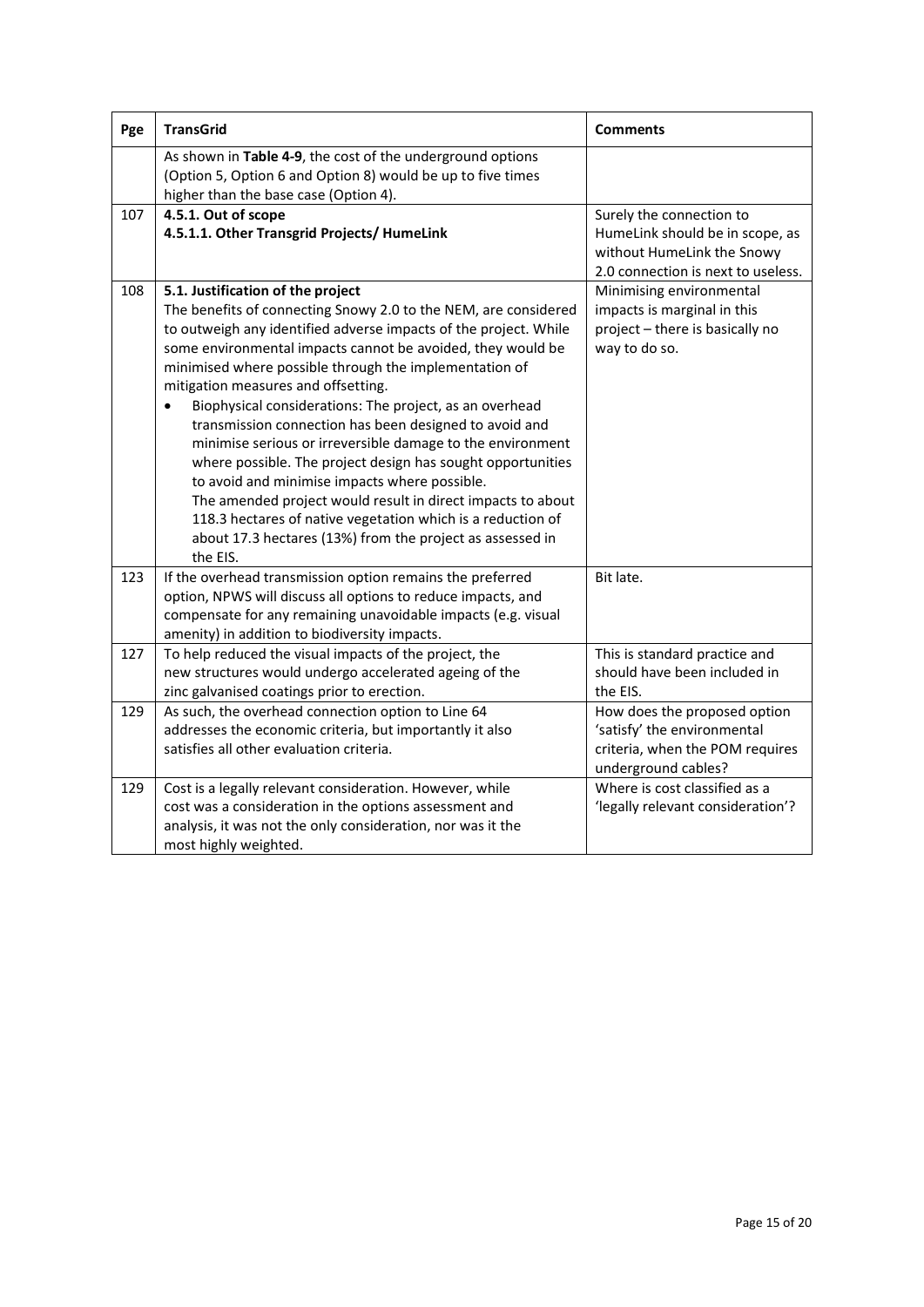| Pge | TransGrid | Comments |
|---|---|---|
| | As shown in **Table 4-9**, the cost of the underground options (Option 5, Option 6 and Option 8) would be up to five times higher than the base case (Option 4). | |
| 107 | **4.5.1. Out of scope**<br>**4.5.1.1. Other Transgrid Projects/ HumeLink** | Surely the connection to HumeLink should be in scope, as without HumeLink the Snowy 2.0 connection is next to useless. |
| 108 | **5.1. Justification of the project**<br>The benefits of connecting Snowy 2.0 to the NEM, are considered to outweigh any identified adverse impacts of the project. While some environmental impacts cannot be avoided, they would be minimised where possible through the implementation of mitigation measures and offsetting.<br>• Biophysical considerations: The project, as an overhead transmission connection has been designed to avoid and minimise serious or irreversible damage to the environment where possible. The project design has sought opportunities to avoid and minimise impacts where possible.<br>The amended project would result in direct impacts to about 118.3 hectares of native vegetation which is a reduction of about 17.3 hectares (13%) from the project as assessed in the EIS. | Minimising environmental impacts is marginal in this project – there is basically no way to do so. |
| 123 | If the overhead transmission option remains the preferred option, NPWS will discuss all options to reduce impacts, and compensate for any remaining unavoidable impacts (e.g. visual amenity) in addition to biodiversity impacts. | Bit late. |
| 127 | To help reduced the visual impacts of the project, the new structures would undergo accelerated ageing of the zinc galvanised coatings prior to erection. | This is standard practice and should have been included in the EIS. |
| 129 | As such, the overhead connection option to Line 64 addresses the economic criteria, but importantly it also satisfies all other evaluation criteria. | How does the proposed option 'satisfy' the environmental criteria, when the POM requires underground cables? |
| 129 | Cost is a legally relevant consideration. However, while cost was a consideration in the options assessment and analysis, it was not the only consideration, nor was it the most highly weighted. | Where is cost classified as a 'legally relevant consideration'? |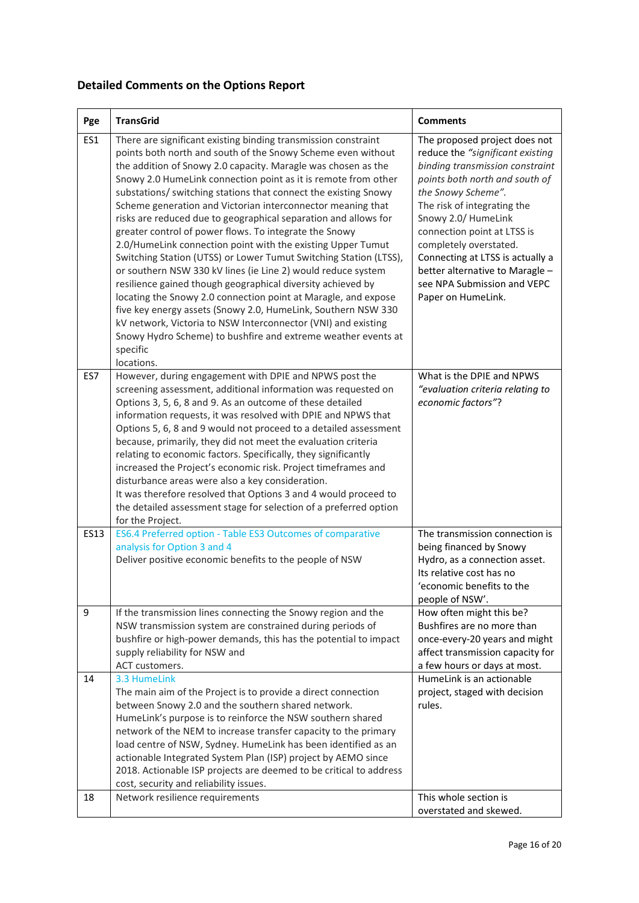## Detailed Comments on the Options Report

| Pge | TransGrid | Comments |
| --- | --- | --- |
| ES1 | There are significant existing binding transmission constraint points both north and south of the Snowy Scheme even without the addition of Snowy 2.0 capacity. Maragle was chosen as the Snowy 2.0 HumeLink connection point as it is remote from other substations/ switching stations that connect the existing Snowy Scheme generation and Victorian interconnector meaning that risks are reduced due to geographical separation and allows for greater control of power flows. To integrate the Snowy 2.0/HumeLink connection point with the existing Upper Tumut Switching Station (UTSS) or Lower Tumut Switching Station (LTSS), or southern NSW 330 kV lines (ie Line 2) would reduce system resilience gained though geographical diversity achieved by locating the Snowy 2.0 connection point at Maragle, and expose five key energy assets (Snowy 2.0, HumeLink, Southern NSW 330 kV network, Victoria to NSW Interconnector (VNI) and existing Snowy Hydro Scheme) to bushfire and extreme weather events at specific locations. | The proposed project does not reduce the *"significant existing binding transmission constraint points both north and south of the Snowy Scheme"*. The risk of integrating the Snowy 2.0/ HumeLink connection point at LTSS is completely overstated. Connecting at LTSS is actually a better alternative to Maragle – see NPA Submission and VEPC Paper on HumeLink. |
| ES7 | However, during engagement with DPIE and NPWS post the screening assessment, additional information was requested on Options 3, 5, 6, 8 and 9. As an outcome of these detailed information requests, it was resolved with DPIE and NPWS that Options 5, 6, 8 and 9 would not proceed to a detailed assessment because, primarily, they did not meet the evaluation criteria relating to economic factors. Specifically, they significantly increased the Project's economic risk. Project timeframes and disturbance areas were also a key consideration. It was therefore resolved that Options 3 and 4 would proceed to the detailed assessment stage for selection of a preferred option for the Project. | What is the DPIE and NPWS *"evaluation criteria relating to economic factors"*? |
| ES13 | ES6.4 Preferred option - Table ES3 Outcomes of comparative analysis for Option 3 and 4<br>Deliver positive economic benefits to the people of NSW | The transmission connection is being financed by Snowy Hydro, as a connection asset. Its relative cost has no 'economic benefits to the people of NSW'. |
| 9 | If the transmission lines connecting the Snowy region and the NSW transmission system are constrained during periods of bushfire or high-power demands, this has the potential to impact supply reliability for NSW and ACT customers. | How often might this be? Bushfires are no more than once-every-20 years and might affect transmission capacity for a few hours or days at most. |
| 14 | 3.3 HumeLink<br>The main aim of the Project is to provide a direct connection between Snowy 2.0 and the southern shared network. HumeLink's purpose is to reinforce the NSW southern shared network of the NEM to increase transfer capacity to the primary load centre of NSW, Sydney. HumeLink has been identified as an actionable Integrated System Plan (ISP) project by AEMO since 2018. Actionable ISP projects are deemed to be critical to address cost, security and reliability issues. | HumeLink is an actionable project, staged with decision rules. |
| 18 | Network resilience requirements | This whole section is overstated and skewed. |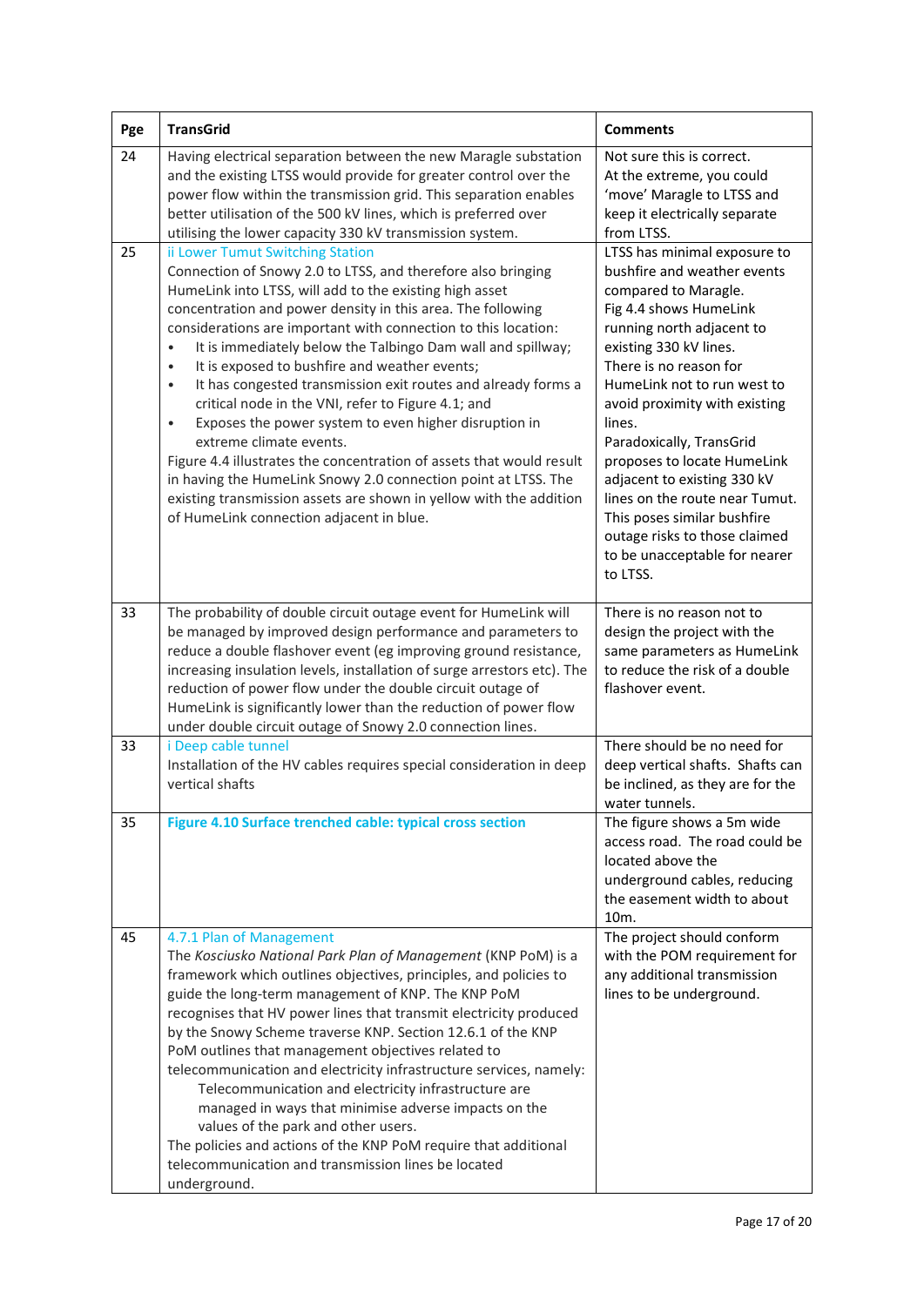| Pge | TransGrid | Comments |
|---|---|---|
| 24 | Having electrical separation between the new Maragle substation and the existing LTSS would provide for greater control over the power flow within the transmission grid. This separation enables better utilisation of the 500 kV lines, which is preferred over utilising the lower capacity 330 kV transmission system. | Not sure this is correct. At the extreme, you could 'move' Maragle to LTSS and keep it electrically separate from LTSS. |
| 25 | ii Lower Tumut Switching Station<br>Connection of Snowy 2.0 to LTSS, and therefore also bringing HumeLink into LTSS, will add to the existing high asset concentration and power density in this area. The following considerations are important with connection to this location:<br>• It is immediately below the Talbingo Dam wall and spillway;<br>• It is exposed to bushfire and weather events;<br>• It has congested transmission exit routes and already forms a critical node in the VNI, refer to Figure 4.1; and<br>• Exposes the power system to even higher disruption in extreme climate events.<br>Figure 4.4 illustrates the concentration of assets that would result in having the HumeLink Snowy 2.0 connection point at LTSS. The existing transmission assets are shown in yellow with the addition of HumeLink connection adjacent in blue. | LTSS has minimal exposure to bushfire and weather events compared to Maragle.<br>Fig 4.4 shows HumeLink running north adjacent to existing 330 kV lines.<br>There is no reason for HumeLink not to run west to avoid proximity with existing lines.<br>Paradoxically, TransGrid proposes to locate HumeLink adjacent to existing 330 kV lines on the route near Tumut. This poses similar bushfire outage risks to those claimed to be unacceptable for nearer to LTSS. |
| 33 | The probability of double circuit outage event for HumeLink will be managed by improved design performance and parameters to reduce a double flashover event (eg improving ground resistance, increasing insulation levels, installation of surge arrestors etc). The reduction of power flow under the double circuit outage of HumeLink is significantly lower than the reduction of power flow under double circuit outage of Snowy 2.0 connection lines. | There is no reason not to design the project with the same parameters as HumeLink to reduce the risk of a double flashover event. |
| 33 | i Deep cable tunnel<br>Installation of the HV cables requires special consideration in deep vertical shafts | There should be no need for deep vertical shafts. Shafts can be inclined, as they are for the water tunnels. |
| 35 | **Figure 4.10 Surface trenched cable: typical cross section** | The figure shows a 5m wide access road. The road could be located above the underground cables, reducing the easement width to about 10m. |
| 45 | 4.7.1 Plan of Management<br>The *Kosciusko National Park Plan of Management* (KNP PoM) is a framework which outlines objectives, principles, and policies to guide the long-term management of KNP. The KNP PoM recognises that HV power lines that transmit electricity produced by the Snowy Scheme traverse KNP. Section 12.6.1 of the KNP PoM outlines that management objectives related to telecommunication and electricity infrastructure services, namely:<br>Telecommunication and electricity infrastructure are managed in ways that minimise adverse impacts on the values of the park and other users.<br>The policies and actions of the KNP PoM require that additional telecommunication and transmission lines be located underground. | The project should conform with the POM requirement for any additional transmission lines to be underground. |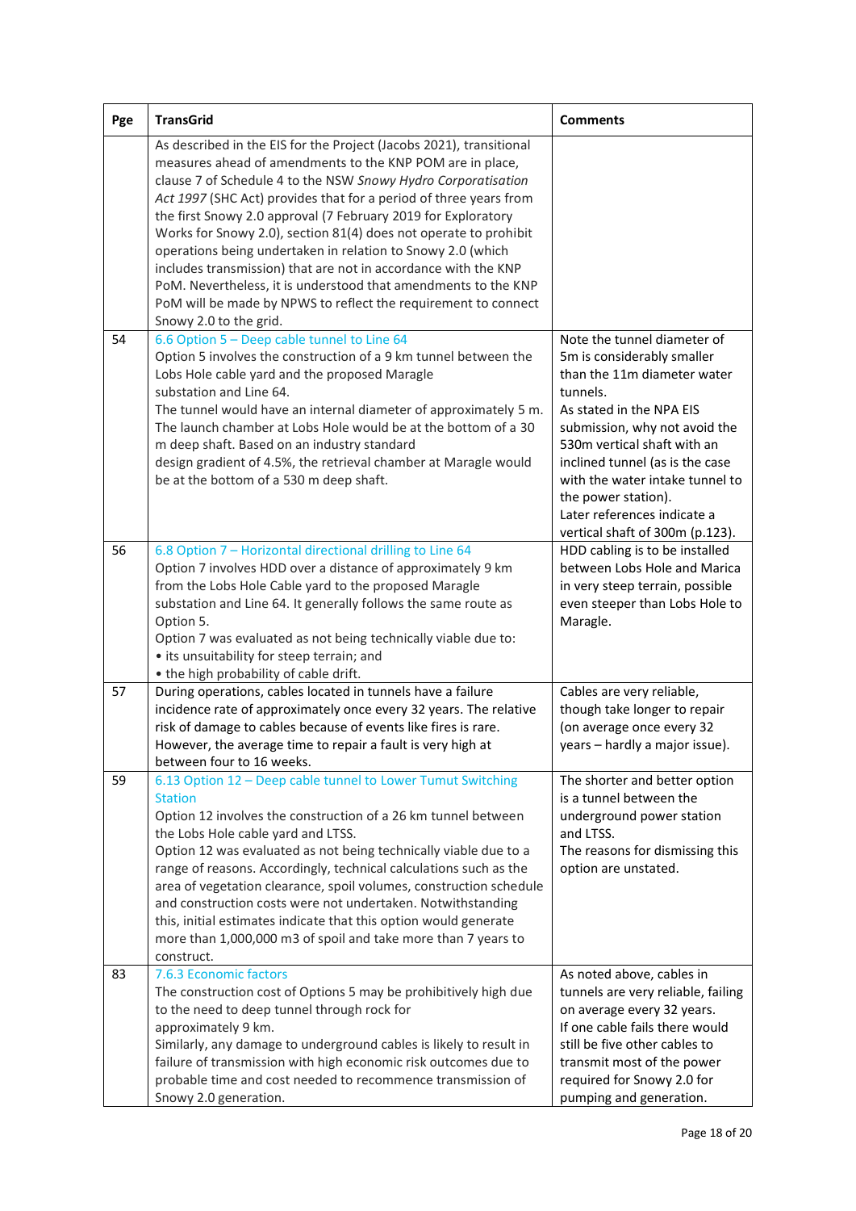| Pge | TransGrid | Comments |
|---|---|---|
| | As described in the EIS for the Project (Jacobs 2021), transitional measures ahead of amendments to the KNP POM are in place, clause 7 of Schedule 4 to the NSW *Snowy Hydro Corporatisation Act 1997* (SHC Act) provides that for a period of three years from the first Snowy 2.0 approval (7 February 2019 for Exploratory Works for Snowy 2.0), section 81(4) does not operate to prohibit operations being undertaken in relation to Snowy 2.0 (which includes transmission) that are not in accordance with the KNP PoM. Nevertheless, it is understood that amendments to the KNP PoM will be made by NPWS to reflect the requirement to connect Snowy 2.0 to the grid. | |
| 54 | 6.6 Option 5 – Deep cable tunnel to Line 64<br>Option 5 involves the construction of a 9 km tunnel between the Lobs Hole cable yard and the proposed Maragle substation and Line 64.<br>The tunnel would have an internal diameter of approximately 5 m. The launch chamber at Lobs Hole would be at the bottom of a 30 m deep shaft. Based on an industry standard design gradient of 4.5%, the retrieval chamber at Maragle would be at the bottom of a 530 m deep shaft. | Note the tunnel diameter of 5m is considerably smaller than the 11m diameter water tunnels.<br>As stated in the NPA EIS submission, why not avoid the 530m vertical shaft with an inclined tunnel (as is the case with the water intake tunnel to the power station).<br>Later references indicate a vertical shaft of 300m (p.123). |
| 56 | 6.8 Option 7 – Horizontal directional drilling to Line 64<br>Option 7 involves HDD over a distance of approximately 9 km from the Lobs Hole Cable yard to the proposed Maragle substation and Line 64. It generally follows the same route as Option 5.<br>Option 7 was evaluated as not being technically viable due to:<br>• its unsuitability for steep terrain; and<br>• the high probability of cable drift. | HDD cabling is to be installed between Lobs Hole and Marica in very steep terrain, possible even steeper than Lobs Hole to Maragle. |
| 57 | During operations, cables located in tunnels have a failure incidence rate of approximately once every 32 years. The relative risk of damage to cables because of events like fires is rare. However, the average time to repair a fault is very high at between four to 16 weeks. | Cables are very reliable, though take longer to repair (on average once every 32 years – hardly a major issue). |
| 59 | 6.13 Option 12 – Deep cable tunnel to Lower Tumut Switching Station<br>Option 12 involves the construction of a 26 km tunnel between the Lobs Hole cable yard and LTSS.<br>Option 12 was evaluated as not being technically viable due to a range of reasons. Accordingly, technical calculations such as the area of vegetation clearance, spoil volumes, construction schedule and construction costs were not undertaken. Notwithstanding this, initial estimates indicate that this option would generate more than 1,000,000 m3 of spoil and take more than 7 years to construct. | The shorter and better option is a tunnel between the underground power station and LTSS.<br>The reasons for dismissing this option are unstated. |
| 83 | 7.6.3 Economic factors<br>The construction cost of Options 5 may be prohibitively high due to the need to deep tunnel through rock for approximately 9 km.<br>Similarly, any damage to underground cables is likely to result in failure of transmission with high economic risk outcomes due to probable time and cost needed to recommence transmission of Snowy 2.0 generation. | As noted above, cables in tunnels are very reliable, failing on average every 32 years.<br>If one cable fails there would still be five other cables to transmit most of the power required for Snowy 2.0 for pumping and generation. |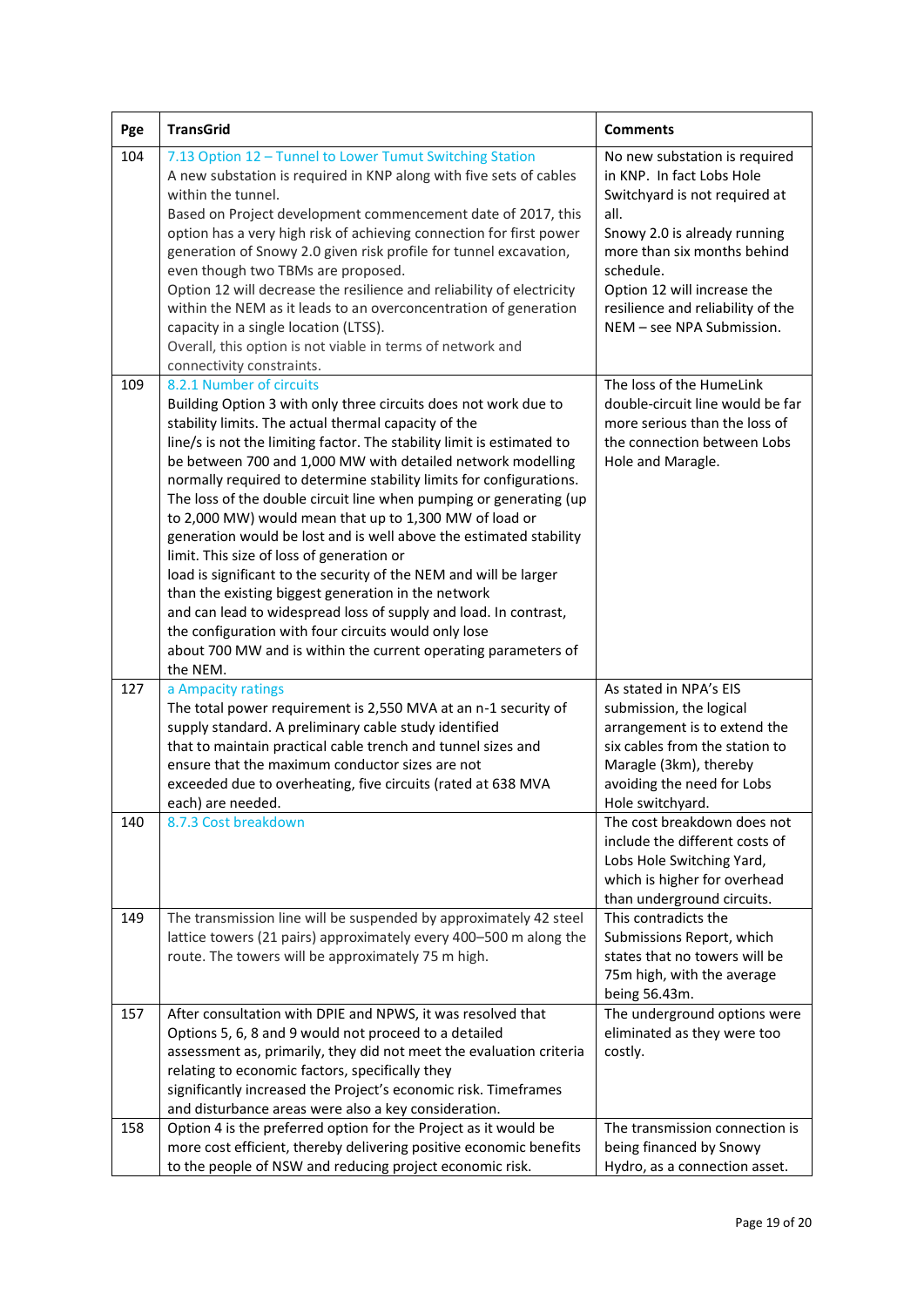| Pge | TransGrid | Comments |
|---|---|---|
| 104 | 7.13 Option 12 – Tunnel to Lower Tumut Switching Station<br>A new substation is required in KNP along with five sets of cables within the tunnel.<br>Based on Project development commencement date of 2017, this option has a very high risk of achieving connection for first power generation of Snowy 2.0 given risk profile for tunnel excavation, even though two TBMs are proposed.<br>Option 12 will decrease the resilience and reliability of electricity within the NEM as it leads to an overconcentration of generation capacity in a single location (LTSS).<br>Overall, this option is not viable in terms of network and connectivity constraints. | No new substation is required in KNP. In fact Lobs Hole Switchyard is not required at all.<br>Snowy 2.0 is already running more than six months behind schedule.<br>Option 12 will increase the resilience and reliability of the NEM – see NPA Submission. |
| 109 | 8.2.1 Number of circuits<br>Building Option 3 with only three circuits does not work due to stability limits. The actual thermal capacity of the line/s is not the limiting factor. The stability limit is estimated to be between 700 and 1,000 MW with detailed network modelling normally required to determine stability limits for configurations. The loss of the double circuit line when pumping or generating (up to 2,000 MW) would mean that up to 1,300 MW of load or generation would be lost and is well above the estimated stability limit. This size of loss of generation or load is significant to the security of the NEM and will be larger than the existing biggest generation in the network and can lead to widespread loss of supply and load. In contrast, the configuration with four circuits would only lose about 700 MW and is within the current operating parameters of the NEM. | The loss of the HumeLink double-circuit line would be far more serious than the loss of the connection between Lobs Hole and Maragle. |
| 127 | a Ampacity ratings<br>The total power requirement is 2,550 MVA at an n-1 security of supply standard. A preliminary cable study identified that to maintain practical cable trench and tunnel sizes and ensure that the maximum conductor sizes are not exceeded due to overheating, five circuits (rated at 638 MVA each) are needed. | As stated in NPA's EIS submission, the logical arrangement is to extend the six cables from the station to Maragle (3km), thereby avoiding the need for Lobs Hole switchyard. |
| 140 | 8.7.3 Cost breakdown | The cost breakdown does not include the different costs of Lobs Hole Switching Yard, which is higher for overhead than underground circuits. |
| 149 | The transmission line will be suspended by approximately 42 steel lattice towers (21 pairs) approximately every 400–500 m along the route. The towers will be approximately 75 m high. | This contradicts the Submissions Report, which states that no towers will be 75m high, with the average being 56.43m. |
| 157 | After consultation with DPIE and NPWS, it was resolved that Options 5, 6, 8 and 9 would not proceed to a detailed assessment as, primarily, they did not meet the evaluation criteria relating to economic factors, specifically they significantly increased the Project's economic risk. Timeframes and disturbance areas were also a key consideration. | The underground options were eliminated as they were too costly. |
| 158 | Option 4 is the preferred option for the Project as it would be more cost efficient, thereby delivering positive economic benefits to the people of NSW and reducing project economic risk. | The transmission connection is being financed by Snowy Hydro, as a connection asset. |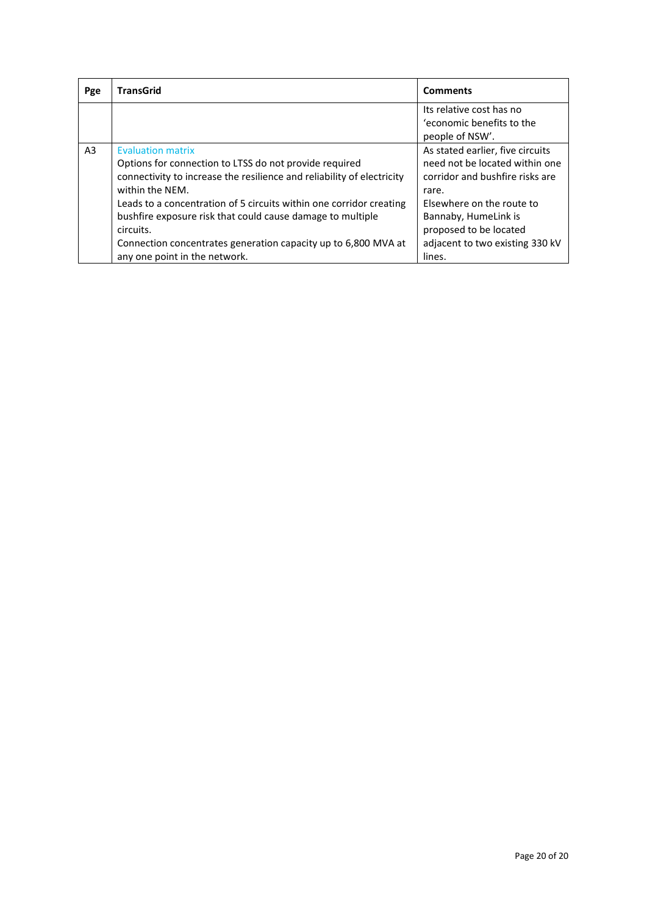| Pge | TransGrid | Comments |
|---|---|---|
| | | Its relative cost has no 'economic benefits to the people of NSW'. |
| A3 | Evaluation matrix<br>Options for connection to LTSS do not provide required connectivity to increase the resilience and reliability of electricity within the NEM.<br>Leads to a concentration of 5 circuits within one corridor creating bushfire exposure risk that could cause damage to multiple circuits.<br>Connection concentrates generation capacity up to 6,800 MVA at any one point in the network. | As stated earlier, five circuits need not be located within one corridor and bushfire risks are rare.<br>Elsewhere on the route to Bannaby, HumeLink is proposed to be located adjacent to two existing 330 kV lines. |